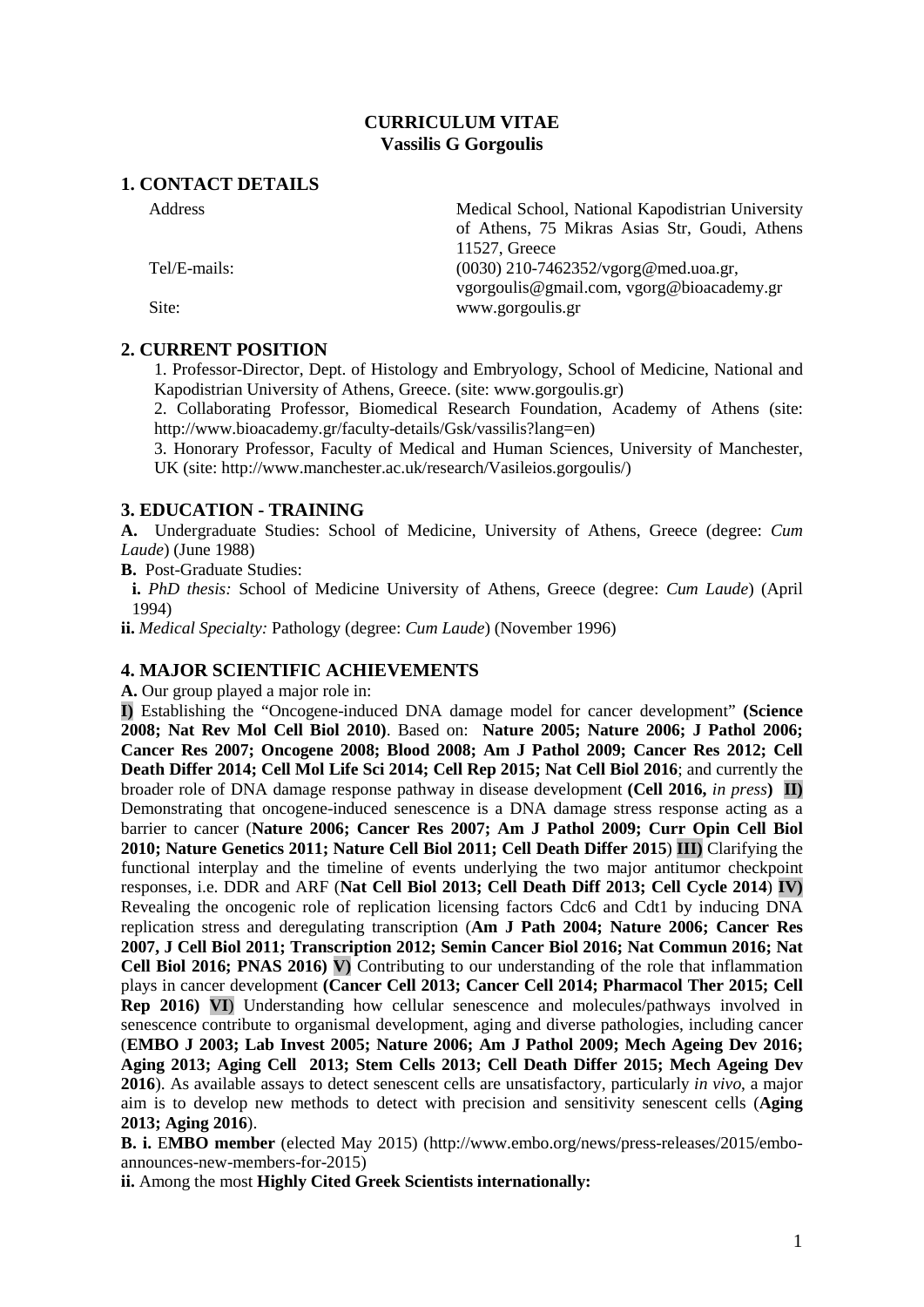**CURRICULUM VITAE**
**Vassilis G Gorgoulis**

## 1. CONTACT DETAILS

| | |
|---|---|
| Address | Medical School, National Kapodistrian University of Athens, 75 Mikras Asias Str, Goudi, Athens 11527, Greece |
| Tel/E-mails: | (0030) 210-7462352/vgorg@med.uoa.gr, vgorgoulis@gmail.com, vgorg@bioacademy.gr |
| Site: | www.gorgoulis.gr |

## 2. CURRENT POSITION

1. Professor-Director, Dept. of Histology and Embryology, School of Medicine, National and Kapodistrian University of Athens, Greece. (site: www.gorgoulis.gr)
2. Collaborating Professor, Biomedical Research Foundation, Academy of Athens (site: http://www.bioacademy.gr/faculty-details/Gsk/vassilis?lang=en)
3. Honorary Professor, Faculty of Medical and Human Sciences, University of Manchester, UK (site: http://www.manchester.ac.uk/research/Vasileios.gorgoulis/)

## 3. EDUCATION - TRAINING

**A.** Undergraduate Studies: School of Medicine, University of Athens, Greece (degree: *Cum Laude*) (June 1988)

**B.** Post-Graduate Studies:

**i.** *PhD thesis:* School of Medicine University of Athens, Greece (degree: *Cum Laude*) (April 1994)

**ii.** *Medical Specialty:* Pathology (degree: *Cum Laude*) (November 1996)

## 4. MAJOR SCIENTIFIC ACHIEVEMENTS

**A.** Our group played a major role in:

**I)** Establishing the "Oncogene-induced DNA damage model for cancer development" **(Science 2008; Nat Rev Mol Cell Biol 2010)**. Based on: **Nature 2005; Nature 2006; J Pathol 2006; Cancer Res 2007; Oncogene 2008; Blood 2008; Am J Pathol 2009; Cancer Res 2012; Cell Death Differ 2014; Cell Mol Life Sci 2014; Cell Rep 2015; Nat Cell Biol 2016**; and currently the broader role of DNA damage response pathway in disease development **(Cell 2016,** *in press***)** **II)** Demonstrating that oncogene-induced senescence is a DNA damage stress response acting as a barrier to cancer (**Nature 2006; Cancer Res 2007; Am J Pathol 2009; Curr Opin Cell Biol 2010; Nature Genetics 2011; Nature Cell Biol 2011; Cell Death Differ 2015**) **III)** Clarifying the functional interplay and the timeline of events underlying the two major antitumor checkpoint responses, i.e. DDR and ARF (**Nat Cell Biol 2013; Cell Death Diff 2013; Cell Cycle 2014**) **IV)** Revealing the oncogenic role of replication licensing factors Cdc6 and Cdt1 by inducing DNA replication stress and deregulating transcription (**Am J Path 2004; Nature 2006; Cancer Res 2007, J Cell Biol 2011; Transcription 2012; Semin Cancer Biol 2016; Nat Commun 2016; Nat Cell Biol 2016; PNAS 2016) V)** Contributing to our understanding of the role that inflammation plays in cancer development **(Cancer Cell 2013; Cancer Cell 2014; Pharmacol Ther 2015; Cell Rep 2016) VI)** Understanding how cellular senescence and molecules/pathways involved in senescence contribute to organismal development, aging and diverse pathologies, including cancer (**EMBO J 2003; Lab Invest 2005; Nature 2006; Am J Pathol 2009; Mech Ageing Dev 2016; Aging 2013; Aging Cell 2013; Stem Cells 2013; Cell Death Differ 2015; Mech Ageing Dev 2016**). As available assays to detect senescent cells are unsatisfactory, particularly *in vivo*, a major aim is to develop new methods to detect with precision and sensitivity senescent cells (**Aging 2013; Aging 2016**).

**B. i.** E**MBO member** (elected May 2015) (http://www.embo.org/news/press-releases/2015/embo-announces-new-members-for-2015)

**ii.** Among the most **Highly Cited Greek Scientists internationally:**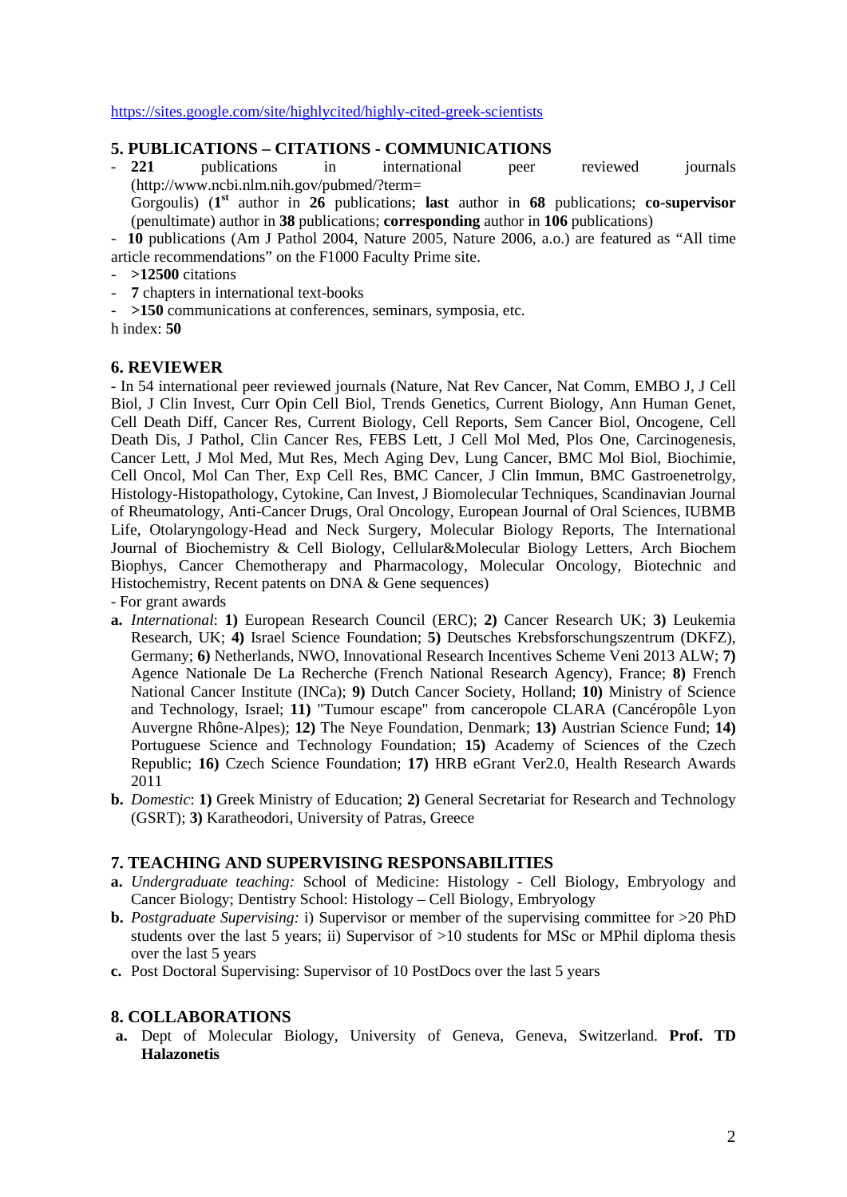https://sites.google.com/site/highlycited/highly-cited-greek-scientists

## 5. PUBLICATIONS – CITATIONS - COMMUNICATIONS

- **221** publications in international peer reviewed journals (http://www.ncbi.nlm.nih.gov/pubmed/?term= Gorgoulis) (**1st** author in **26** publications; **last** author in **68** publications; **co-supervisor** (penultimate) author in **38** publications; **corresponding** author in **106** publications)
- **10** publications (Am J Pathol 2004, Nature 2005, Nature 2006, a.o.) are featured as "All time article recommendations" on the F1000 Faculty Prime site.
- **>12500** citations
- **7** chapters in international text-books
- **>150** communications at conferences, seminars, symposia, etc.

h index: **50**

## 6. REVIEWER

- In 54 international peer reviewed journals (Nature, Nat Rev Cancer, Nat Comm, EMBO J, J Cell Biol, J Clin Invest, Curr Opin Cell Biol, Trends Genetics, Current Biology, Ann Human Genet, Cell Death Diff, Cancer Res, Current Biology, Cell Reports, Sem Cancer Biol, Oncogene, Cell Death Dis, J Pathol, Clin Cancer Res, FEBS Lett, J Cell Mol Med, Plos One, Carcinogenesis, Cancer Lett, J Mol Med, Mut Res, Mech Aging Dev, Lung Cancer, BMC Mol Biol, Biochimie, Cell Oncol, Mol Can Ther, Exp Cell Res, BMC Cancer, J Clin Immun, BMC Gastroenetrolgy, Histology-Histopathology, Cytokine, Can Invest, J Biomolecular Techniques, Scandinavian Journal of Rheumatology, Anti-Cancer Drugs, Oral Oncology, European Journal of Oral Sciences, IUBMB Life, Otolaryngology-Head and Neck Surgery, Molecular Biology Reports, The International Journal of Biochemistry & Cell Biology, Cellular&Molecular Biology Letters, Arch Biochem Biophys, Cancer Chemotherapy and Pharmacology, Molecular Oncology, Biotechnic and Histochemistry, Recent patents on DNA & Gene sequences)
- For grant awards

**a.** *International*: **1)** European Research Council (ERC); **2)** Cancer Research UK; **3)** Leukemia Research, UK; **4)** Israel Science Foundation; **5)** Deutsches Krebsforschungszentrum (DKFZ), Germany; **6)** Netherlands, NWO, Innovational Research Incentives Scheme Veni 2013 ALW; **7)** Agence Nationale De La Recherche (French National Research Agency), France; **8)** French National Cancer Institute (INCa); **9)** Dutch Cancer Society, Holland; **10)** Ministry of Science and Technology, Israel; **11)** "Tumour escape" from canceropole CLARA (Cancéropôle Lyon Auvergne Rhône-Alpes); **12)** The Neye Foundation, Denmark; **13)** Austrian Science Fund; **14)** Portuguese Science and Technology Foundation; **15)** Academy of Sciences of the Czech Republic; **16)** Czech Science Foundation; **17)** HRB eGrant Ver2.0, Health Research Awards 2011

**b.** *Domestic*: **1)** Greek Ministry of Education; **2)** General Secretariat for Research and Technology (GSRT); **3)** Karatheodori, University of Patras, Greece

## 7. TEACHING AND SUPERVISING RESPONSABILITIES

**a.** *Undergraduate teaching:* School of Medicine: Histology - Cell Biology, Embryology and Cancer Biology; Dentistry School: Histology – Cell Biology, Embryology

**b.** *Postgraduate Supervising:* i) Supervisor or member of the supervising committee for >20 PhD students over the last 5 years; ii) Supervisor of >10 students for MSc or MPhil diploma thesis over the last 5 years

**c.** Post Doctoral Supervising: Supervisor of 10 PostDocs over the last 5 years

## 8. COLLABORATIONS

**a.** Dept of Molecular Biology, University of Geneva, Geneva, Switzerland. **Prof. TD Halazonetis**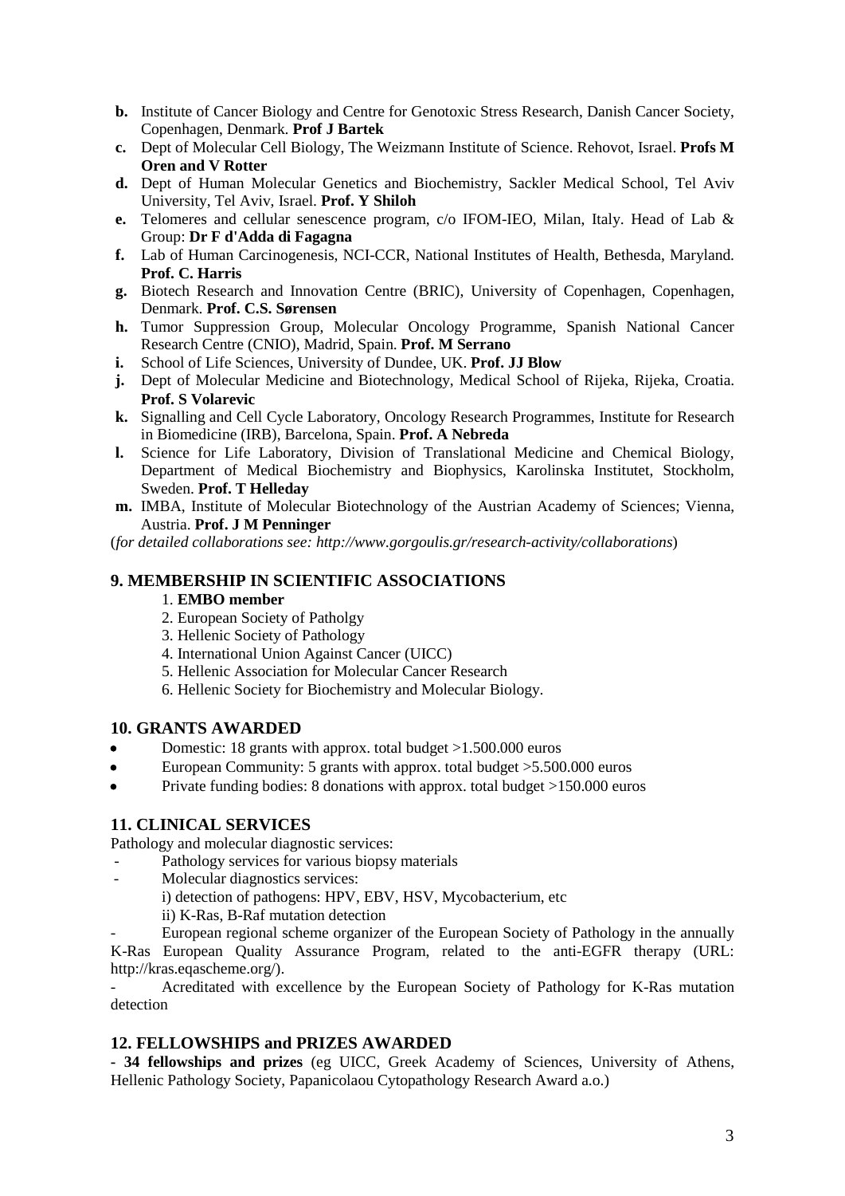- **b.** Institute of Cancer Biology and Centre for Genotoxic Stress Research, Danish Cancer Society, Copenhagen, Denmark. **Prof J Bartek**
- **c.** Dept of Molecular Cell Biology, The Weizmann Institute of Science. Rehovot, Israel. **Profs M Oren and V Rotter**
- **d.** Dept of Human Molecular Genetics and Biochemistry, Sackler Medical School, Tel Aviv University, Tel Aviv, Israel. **Prof. Y Shiloh**
- **e.** Telomeres and cellular senescence program, c/o IFOM-IEO, Milan, Italy. Head of Lab & Group: **Dr F d'Adda di Fagagna**
- **f.** Lab of Human Carcinogenesis, NCI-CCR, National Institutes of Health, Bethesda, Maryland. **Prof. C. Harris**
- **g.** Biotech Research and Innovation Centre (BRIC), University of Copenhagen, Copenhagen, Denmark. **Prof. C.S. Sørensen**
- **h.** Tumor Suppression Group, Molecular Oncology Programme, Spanish National Cancer Research Centre (CNIO), Madrid, Spain. **Prof. M Serrano**
- **i.** School of Life Sciences, University of Dundee, UK. **Prof. JJ Blow**
- **j.** Dept of Molecular Medicine and Biotechnology, Medical School of Rijeka, Rijeka, Croatia. **Prof. S Volarevic**
- **k.** Signalling and Cell Cycle Laboratory, Oncology Research Programmes, Institute for Research in Biomedicine (IRB), Barcelona, Spain. **Prof. A Nebreda**
- **l.** Science for Life Laboratory, Division of Translational Medicine and Chemical Biology, Department of Medical Biochemistry and Biophysics, Karolinska Institutet, Stockholm, Sweden. **Prof. T Helleday**
- **m.** IMBA, Institute of Molecular Biotechnology of the Austrian Academy of Sciences; Vienna, Austria. **Prof. J M Penninger**

(*for detailed collaborations see: http://www.gorgoulis.gr/research-activity/collaborations*)

## 9. MEMBERSHIP IN SCIENTIFIC ASSOCIATIONS

1. **EMBO member**
2. European Society of Patholgy
3. Hellenic Society of Pathology
4. International Union Against Cancer (UICC)
5. Hellenic Association for Molecular Cancer Research
6. Hellenic Society for Biochemistry and Molecular Biology.

## 10. GRANTS AWARDED

- Domestic: 18 grants with approx. total budget >1.500.000 euros
- European Community: 5 grants with approx. total budget >5.500.000 euros
- Private funding bodies: 8 donations with approx. total budget >150.000 euros

## 11. CLINICAL SERVICES

Pathology and molecular diagnostic services:

- Pathology services for various biopsy materials
- Molecular diagnostics services:
  - i) detection of pathogens: HPV, EBV, HSV, Mycobacterium, etc
  - ii) K-Ras, B-Raf mutation detection
- European regional scheme organizer of the European Society of Pathology in the annually K-Ras European Quality Assurance Program, related to the anti-EGFR therapy (URL: http://kras.eqascheme.org/).
- Acreditated with excellence by the European Society of Pathology for K-Ras mutation detection

## 12. FELLOWSHIPS and PRIZES AWARDED

- **34 fellowships and prizes** (eg UICC, Greek Academy of Sciences, University of Athens, Hellenic Pathology Society, Papanicolaou Cytopathology Research Award a.o.)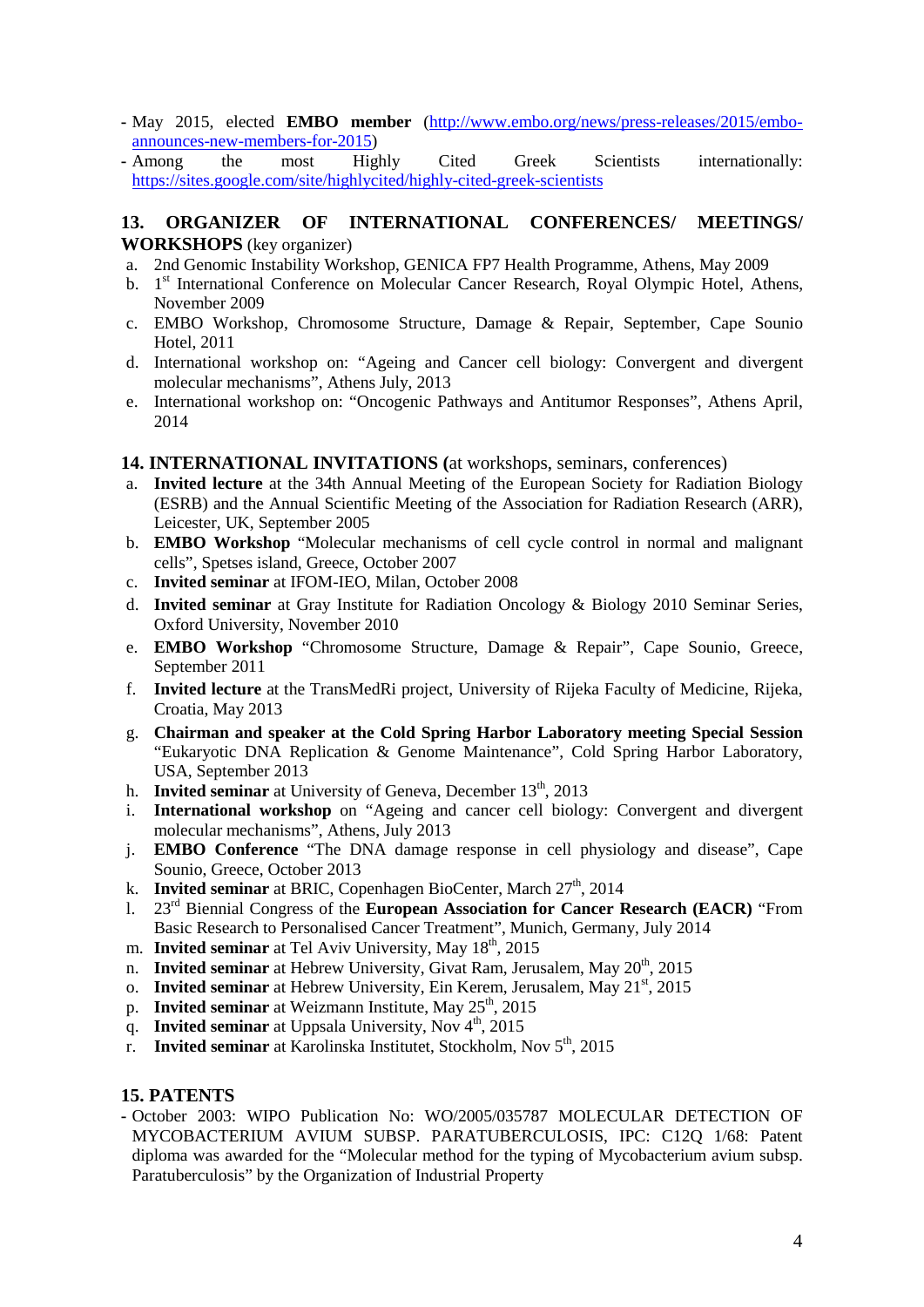- May 2015, elected **EMBO member** (http://www.embo.org/news/press-releases/2015/embo-announces-new-members-for-2015)
- Among the most Highly Cited Greek Scientists internationally: https://sites.google.com/site/highlycited/highly-cited-greek-scientists

## 13. ORGANIZER OF INTERNATIONAL CONFERENCES/ MEETINGS/ WORKSHOPS (key organizer)

a. 2nd Genomic Instability Workshop, GENICA FP7 Health Programme, Athens, May 2009
b. 1st International Conference on Molecular Cancer Research, Royal Olympic Hotel, Athens, November 2009
c. EMBO Workshop, Chromosome Structure, Damage & Repair, September, Cape Sounio Hotel, 2011
d. International workshop on: "Ageing and Cancer cell biology: Convergent and divergent molecular mechanisms", Athens July, 2013
e. International workshop on: "Oncogenic Pathways and Antitumor Responses", Athens April, 2014

## 14. INTERNATIONAL INVITATIONS (at workshops, seminars, conferences)

a. **Invited lecture** at the 34th Annual Meeting of the European Society for Radiation Biology (ESRB) and the Annual Scientific Meeting of the Association for Radiation Research (ARR), Leicester, UK, September 2005
b. **EMBO Workshop** "Molecular mechanisms of cell cycle control in normal and malignant cells", Spetses island, Greece, October 2007
c. **Invited seminar** at IFOM-IEO, Milan, October 2008
d. **Invited seminar** at Gray Institute for Radiation Oncology & Biology 2010 Seminar Series, Oxford University, November 2010
e. **EMBO Workshop** "Chromosome Structure, Damage & Repair", Cape Sounio, Greece, September 2011
f. **Invited lecture** at the TransMedRi project, University of Rijeka Faculty of Medicine, Rijeka, Croatia, May 2013
g. **Chairman and speaker at the Cold Spring Harbor Laboratory meeting Special Session** "Eukaryotic DNA Replication & Genome Maintenance", Cold Spring Harbor Laboratory, USA, September 2013
h. **Invited seminar** at University of Geneva, December 13th, 2013
i. **International workshop** on "Ageing and cancer cell biology: Convergent and divergent molecular mechanisms", Athens, July 2013
j. **EMBO Conference** "The DNA damage response in cell physiology and disease", Cape Sounio, Greece, October 2013
k. **Invited seminar** at BRIC, Copenhagen BioCenter, March 27th, 2014
l. 23rd Biennial Congress of the **European Association for Cancer Research (EACR)** "From Basic Research to Personalised Cancer Treatment", Munich, Germany, July 2014
m. **Invited seminar** at Tel Aviv University, May 18th, 2015
n. **Invited seminar** at Hebrew University, Givat Ram, Jerusalem, May 20th, 2015
o. **Invited seminar** at Hebrew University, Ein Kerem, Jerusalem, May 21st, 2015
p. **Invited seminar** at Weizmann Institute, May 25th, 2015
q. **Invited seminar** at Uppsala University, Nov 4th, 2015
r. **Invited seminar** at Karolinska Institutet, Stockholm, Nov 5th, 2015

## 15. PATENTS

- October 2003: WIPO Publication No: WO/2005/035787 MOLECULAR DETECTION OF MYCOBACTERIUM AVIUM SUBSP. PARATUBERCULOSIS, IPC: C12Q 1/68: Patent diploma was awarded for the "Molecular method for the typing of Mycobacterium avium subsp. Paratuberculosis" by the Organization of Industrial Property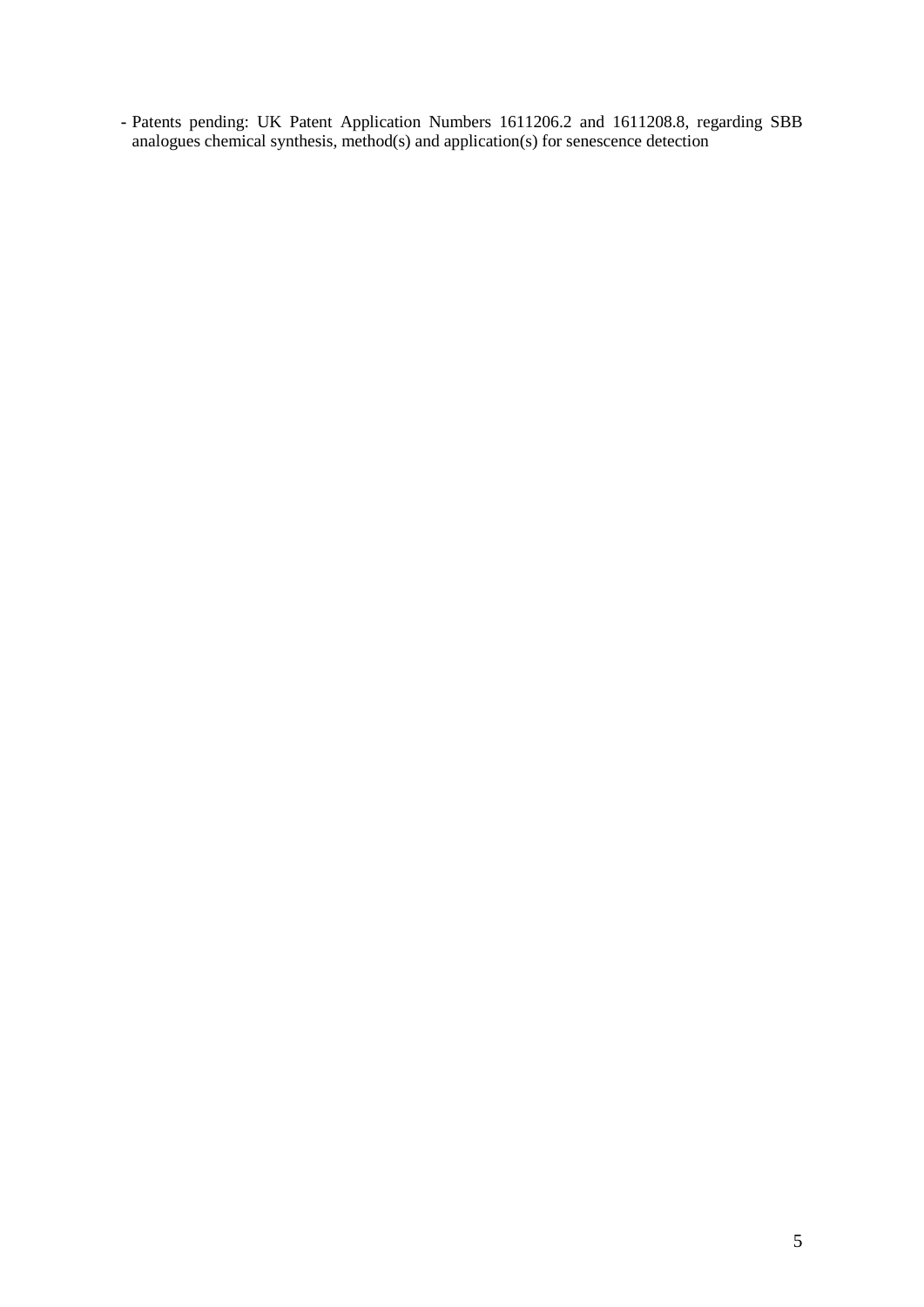- Patents pending: UK Patent Application Numbers 1611206.2 and 1611208.8, regarding SBB analogues chemical synthesis, method(s) and application(s) for senescence detection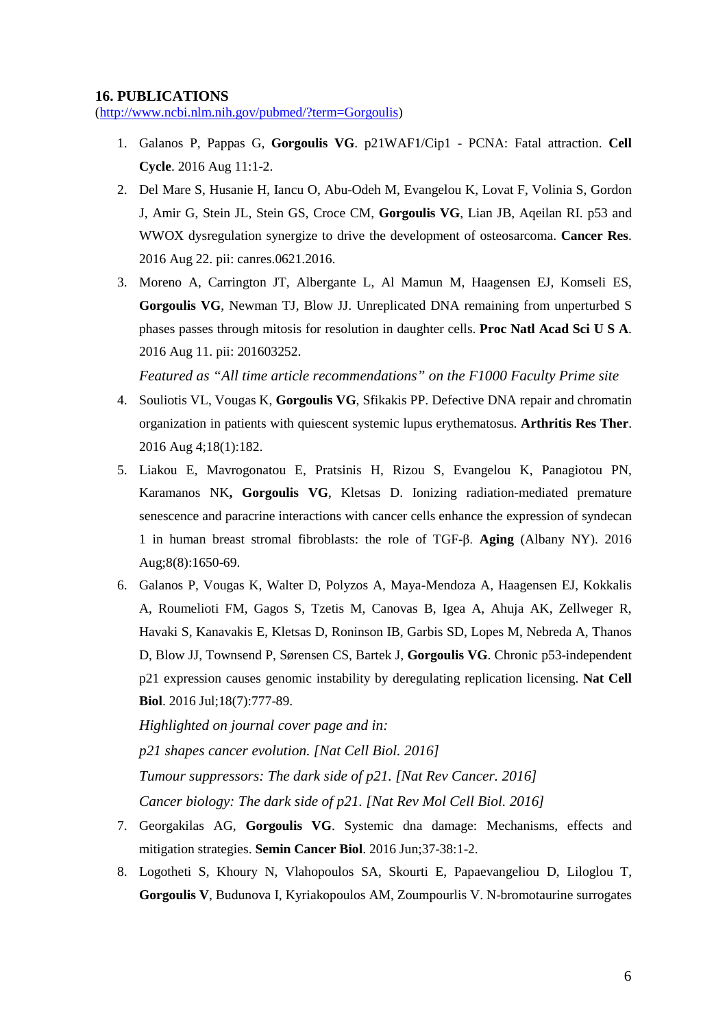## 16. PUBLICATIONS

(http://www.ncbi.nlm.nih.gov/pubmed/?term=Gorgoulis)

1. Galanos P, Pappas G, **Gorgoulis VG**. p21WAF1/Cip1 - PCNA: Fatal attraction. **Cell Cycle**. 2016 Aug 11:1-2.
2. Del Mare S, Husanie H, Iancu O, Abu-Odeh M, Evangelou K, Lovat F, Volinia S, Gordon J, Amir G, Stein JL, Stein GS, Croce CM, **Gorgoulis VG**, Lian JB, Aqeilan RI. p53 and WWOX dysregulation synergize to drive the development of osteosarcoma. **Cancer Res**. 2016 Aug 22. pii: canres.0621.2016.
3. Moreno A, Carrington JT, Albergante L, Al Mamun M, Haagensen EJ, Komseli ES, **Gorgoulis VG**, Newman TJ, Blow JJ. Unreplicated DNA remaining from unperturbed S phases passes through mitosis for resolution in daughter cells. **Proc Natl Acad Sci U S A**. 2016 Aug 11. pii: 201603252.

   *Featured as "All time article recommendations" on the F1000 Faculty Prime site*
4. Souliotis VL, Vougas K, **Gorgoulis VG**, Sfikakis PP. Defective DNA repair and chromatin organization in patients with quiescent systemic lupus erythematosus. **Arthritis Res Ther**. 2016 Aug 4;18(1):182.
5. Liakou E, Mavrogonatou E, Pratsinis H, Rizou S, Evangelou K, Panagiotou PN, Karamanos NK**, Gorgoulis VG**, Kletsas D. Ionizing radiation-mediated premature senescence and paracrine interactions with cancer cells enhance the expression of syndecan 1 in human breast stromal fibroblasts: the role of TGF-β. **Aging** (Albany NY). 2016 Aug;8(8):1650-69.
6. Galanos P, Vougas K, Walter D, Polyzos A, Maya-Mendoza A, Haagensen EJ, Kokkalis A, Roumelioti FM, Gagos S, Tzetis M, Canovas B, Igea A, Ahuja AK, Zellweger R, Havaki S, Kanavakis E, Kletsas D, Roninson IB, Garbis SD, Lopes M, Nebreda A, Thanos D, Blow JJ, Townsend P, Sørensen CS, Bartek J, **Gorgoulis VG**. Chronic p53-independent p21 expression causes genomic instability by deregulating replication licensing. **Nat Cell Biol**. 2016 Jul;18(7):777-89.

   *Highlighted on journal cover page and in:*

   *p21 shapes cancer evolution. [Nat Cell Biol. 2016]*

   *Tumour suppressors: The dark side of p21. [Nat Rev Cancer. 2016]*

   *Cancer biology: The dark side of p21. [Nat Rev Mol Cell Biol. 2016]*
7. Georgakilas AG, **Gorgoulis VG**. Systemic dna damage: Mechanisms, effects and mitigation strategies. **Semin Cancer Biol**. 2016 Jun;37-38:1-2.
8. Logotheti S, Khoury N, Vlahopoulos SA, Skourti E, Papaevangeliou D, Liloglou T, **Gorgoulis V**, Budunova I, Kyriakopoulos AM, Zoumpourlis V. N-bromotaurine surrogates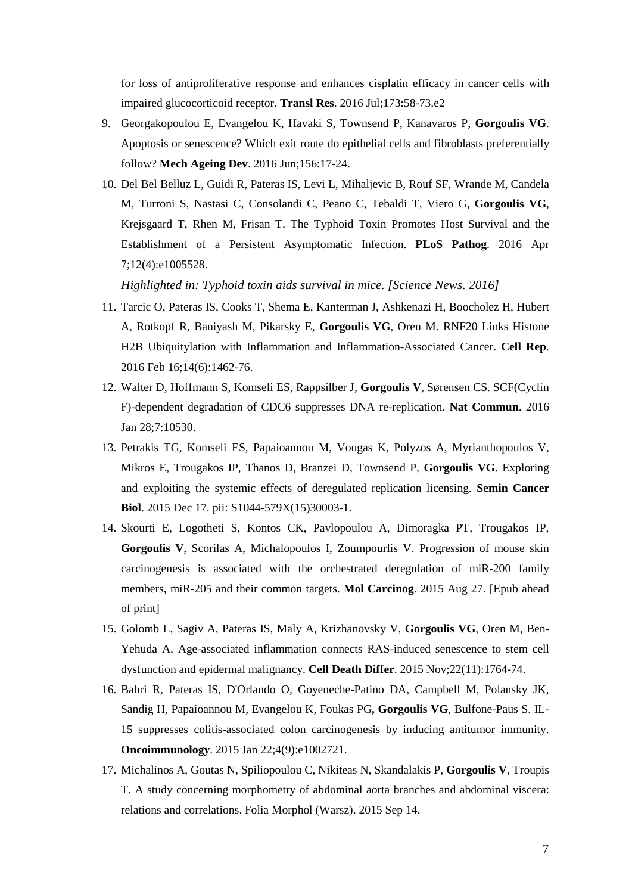for loss of antiproliferative response and enhances cisplatin efficacy in cancer cells with impaired glucocorticoid receptor. **Transl Res**. 2016 Jul;173:58-73.e2

9. Georgakopoulou E, Evangelou K, Havaki S, Townsend P, Kanavaros P, **Gorgoulis VG**. Apoptosis or senescence? Which exit route do epithelial cells and fibroblasts preferentially follow? **Mech Ageing Dev**. 2016 Jun;156:17-24.
10. Del Bel Belluz L, Guidi R, Pateras IS, Levi L, Mihaljevic B, Rouf SF, Wrande M, Candela M, Turroni S, Nastasi C, Consolandi C, Peano C, Tebaldi T, Viero G, **Gorgoulis VG**, Krejsgaard T, Rhen M, Frisan T. The Typhoid Toxin Promotes Host Survival and the Establishment of a Persistent Asymptomatic Infection. **PLoS Pathog**. 2016 Apr 7;12(4):e1005528.

    *Highlighted in: Typhoid toxin aids survival in mice. [Science News. 2016]*
11. Tarcic O, Pateras IS, Cooks T, Shema E, Kanterman J, Ashkenazi H, Boocholez H, Hubert A, Rotkopf R, Baniyash M, Pikarsky E, **Gorgoulis VG**, Oren M. RNF20 Links Histone H2B Ubiquitylation with Inflammation and Inflammation-Associated Cancer. **Cell Rep**. 2016 Feb 16;14(6):1462-76.
12. Walter D, Hoffmann S, Komseli ES, Rappsilber J, **Gorgoulis V**, Sørensen CS. SCF(Cyclin F)-dependent degradation of CDC6 suppresses DNA re-replication. **Nat Commun**. 2016 Jan 28;7:10530.
13. Petrakis TG, Komseli ES, Papaioannou M, Vougas K, Polyzos A, Myrianthopoulos V, Mikros E, Trougakos IP, Thanos D, Branzei D, Townsend P, **Gorgoulis VG**. Exploring and exploiting the systemic effects of deregulated replication licensing. **Semin Cancer Biol**. 2015 Dec 17. pii: S1044-579X(15)30003-1.
14. Skourti E, Logotheti S, Kontos CK, Pavlopoulou A, Dimoragka PT, Trougakos IP, **Gorgoulis V**, Scorilas A, Michalopoulos I, Zoumpourlis V. Progression of mouse skin carcinogenesis is associated with the orchestrated deregulation of miR-200 family members, miR-205 and their common targets. **Mol Carcinog**. 2015 Aug 27. [Epub ahead of print]
15. Golomb L, Sagiv A, Pateras IS, Maly A, Krizhanovsky V, **Gorgoulis VG**, Oren M, Ben-Yehuda A. Age-associated inflammation connects RAS-induced senescence to stem cell dysfunction and epidermal malignancy. **Cell Death Differ**. 2015 Nov;22(11):1764-74.
16. Bahri R, Pateras IS, D'Orlando O, Goyeneche-Patino DA, Campbell M, Polansky JK, Sandig H, Papaioannou M, Evangelou K, Foukas PG**, Gorgoulis VG**, Bulfone-Paus S. IL-15 suppresses colitis-associated colon carcinogenesis by inducing antitumor immunity. **Oncoimmunology**. 2015 Jan 22;4(9):e1002721.
17. Michalinos A, Goutas N, Spiliopoulou C, Nikiteas N, Skandalakis P, **Gorgoulis V**, Troupis T. A study concerning morphometry of abdominal aorta branches and abdominal viscera: relations and correlations. Folia Morphol (Warsz). 2015 Sep 14.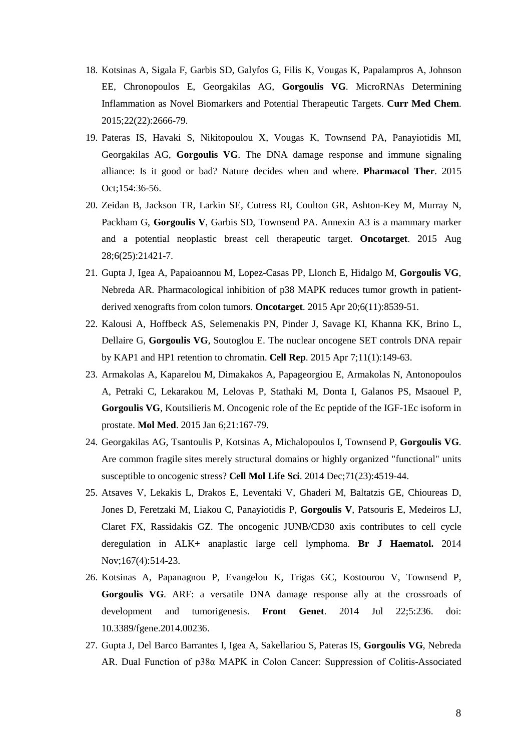18. Kotsinas A, Sigala F, Garbis SD, Galyfos G, Filis K, Vougas K, Papalampros A, Johnson EE, Chronopoulos E, Georgakilas AG, **Gorgoulis VG**. MicroRNAs Determining Inflammation as Novel Biomarkers and Potential Therapeutic Targets. **Curr Med Chem**. 2015;22(22):2666-79.
19. Pateras IS, Havaki S, Nikitopoulou X, Vougas K, Townsend PA, Panayiotidis MI, Georgakilas AG, **Gorgoulis VG**. The DNA damage response and immune signaling alliance: Is it good or bad? Nature decides when and where. **Pharmacol Ther**. 2015 Oct;154:36-56.
20. Zeidan B, Jackson TR, Larkin SE, Cutress RI, Coulton GR, Ashton-Key M, Murray N, Packham G, **Gorgoulis V**, Garbis SD, Townsend PA. Annexin A3 is a mammary marker and a potential neoplastic breast cell therapeutic target. **Oncotarget**. 2015 Aug 28;6(25):21421-7.
21. Gupta J, Igea A, Papaioannou M, Lopez-Casas PP, Llonch E, Hidalgo M, **Gorgoulis VG**, Nebreda AR. Pharmacological inhibition of p38 MAPK reduces tumor growth in patient-derived xenografts from colon tumors. **Oncotarget**. 2015 Apr 20;6(11):8539-51.
22. Kalousi A, Hoffbeck AS, Selemenakis PN, Pinder J, Savage KI, Khanna KK, Brino L, Dellaire G, **Gorgoulis VG**, Soutoglou E. The nuclear oncogene SET controls DNA repair by KAP1 and HP1 retention to chromatin. **Cell Rep**. 2015 Apr 7;11(1):149-63.
23. Armakolas A, Kaparelou M, Dimakakos A, Papageorgiou E, Armakolas N, Antonopoulos A, Petraki C, Lekarakou M, Lelovas P, Stathaki M, Donta I, Galanos PS, Msaouel P, **Gorgoulis VG**, Koutsilieris M. Oncogenic role of the Ec peptide of the IGF-1Ec isoform in prostate. **Mol Med**. 2015 Jan 6;21:167-79.
24. Georgakilas AG, Tsantoulis P, Kotsinas A, Michalopoulos I, Townsend P, **Gorgoulis VG**. Are common fragile sites merely structural domains or highly organized "functional" units susceptible to oncogenic stress? **Cell Mol Life Sci**. 2014 Dec;71(23):4519-44.
25. Atsaves V, Lekakis L, Drakos E, Leventaki V, Ghaderi M, Baltatzis GE, Chioureas D, Jones D, Feretzaki M, Liakou C, Panayiotidis P, **Gorgoulis V**, Patsouris E, Medeiros LJ, Claret FX, Rassidakis GZ. The oncogenic JUNB/CD30 axis contributes to cell cycle deregulation in ALK+ anaplastic large cell lymphoma. **Br J Haematol.** 2014 Nov;167(4):514-23.
26. Kotsinas A, Papanagnou P, Evangelou K, Trigas GC, Kostourou V, Townsend P, **Gorgoulis VG**. ARF: a versatile DNA damage response ally at the crossroads of development and tumorigenesis. **Front Genet**. 2014 Jul 22;5:236. doi: 10.3389/fgene.2014.00236.
27. Gupta J, Del Barco Barrantes I, Igea A, Sakellariou S, Pateras IS, **Gorgoulis VG**, Nebreda AR. Dual Function of p38α MAPK in Colon Cancer: Suppression of Colitis-Associated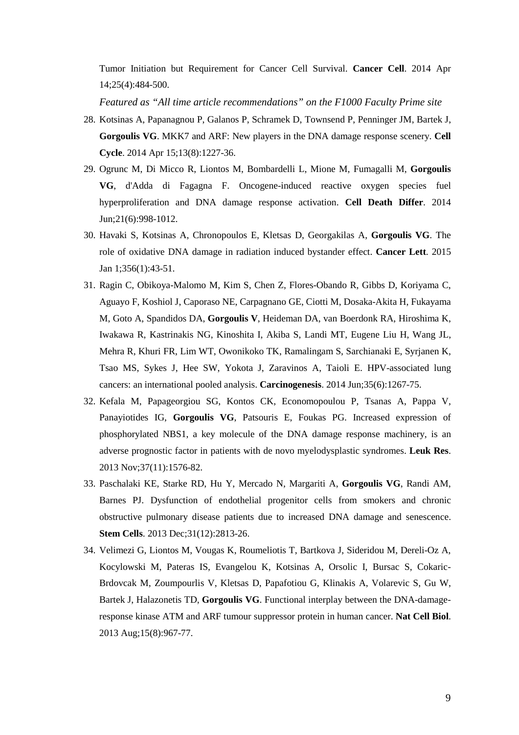Tumor Initiation but Requirement for Cancer Cell Survival. **Cancer Cell**. 2014 Apr 14;25(4):484-500.

*Featured as "All time article recommendations" on the F1000 Faculty Prime site*

28. Kotsinas A, Papanagnou P, Galanos P, Schramek D, Townsend P, Penninger JM, Bartek J, **Gorgoulis VG**. MKK7 and ARF: New players in the DNA damage response scenery. **Cell Cycle**. 2014 Apr 15;13(8):1227-36.
29. Ogrunc M, Di Micco R, Liontos M, Bombardelli L, Mione M, Fumagalli M, **Gorgoulis VG**, d'Adda di Fagagna F. Oncogene-induced reactive oxygen species fuel hyperproliferation and DNA damage response activation. **Cell Death Differ**. 2014 Jun;21(6):998-1012.
30. Havaki S, Kotsinas A, Chronopoulos E, Kletsas D, Georgakilas A, **Gorgoulis VG**. The role of oxidative DNA damage in radiation induced bystander effect. **Cancer Lett**. 2015 Jan 1;356(1):43-51.
31. Ragin C, Obikoya-Malomo M, Kim S, Chen Z, Flores-Obando R, Gibbs D, Koriyama C, Aguayo F, Koshiol J, Caporaso NE, Carpagnano GE, Ciotti M, Dosaka-Akita H, Fukayama M, Goto A, Spandidos DA, **Gorgoulis V**, Heideman DA, van Boerdonk RA, Hiroshima K, Iwakawa R, Kastrinakis NG, Kinoshita I, Akiba S, Landi MT, Eugene Liu H, Wang JL, Mehra R, Khuri FR, Lim WT, Owonikoko TK, Ramalingam S, Sarchianaki E, Syrjanen K, Tsao MS, Sykes J, Hee SW, Yokota J, Zaravinos A, Taioli E. HPV-associated lung cancers: an international pooled analysis. **Carcinogenesis**. 2014 Jun;35(6):1267-75.
32. Kefala M, Papageorgiou SG, Kontos CK, Economopoulou P, Tsanas A, Pappa V, Panayiotides IG, **Gorgoulis VG**, Patsouris E, Foukas PG. Increased expression of phosphorylated NBS1, a key molecule of the DNA damage response machinery, is an adverse prognostic factor in patients with de novo myelodysplastic syndromes. **Leuk Res**. 2013 Nov;37(11):1576-82.
33. Paschalaki KE, Starke RD, Hu Y, Mercado N, Margariti A, **Gorgoulis VG**, Randi AM, Barnes PJ. Dysfunction of endothelial progenitor cells from smokers and chronic obstructive pulmonary disease patients due to increased DNA damage and senescence. **Stem Cells**. 2013 Dec;31(12):2813-26.
34. Velimezi G, Liontos M, Vougas K, Roumeliotis T, Bartkova J, Sideridou M, Dereli-Oz A, Kocylowski M, Pateras IS, Evangelou K, Kotsinas A, Orsolic I, Bursac S, Cokaric-Brdovcak M, Zoumpourlis V, Kletsas D, Papafotiou G, Klinakis A, Volarevic S, Gu W, Bartek J, Halazonetis TD, **Gorgoulis VG**. Functional interplay between the DNA-damage-response kinase ATM and ARF tumour suppressor protein in human cancer. **Nat Cell Biol**. 2013 Aug;15(8):967-77.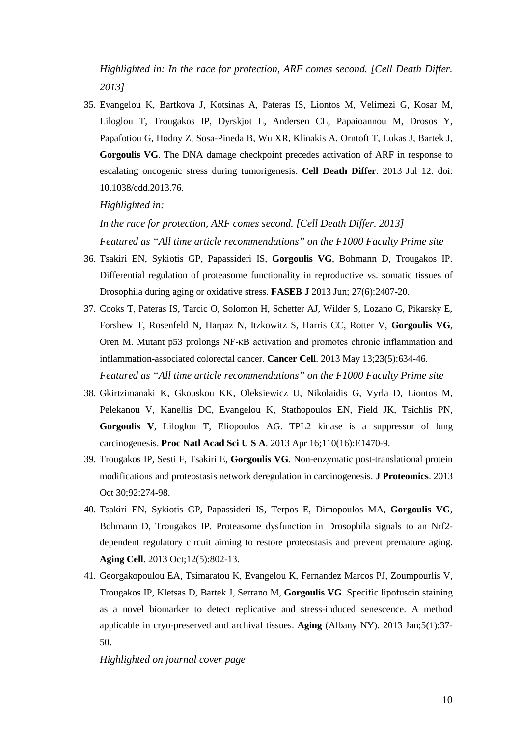*Highlighted in: In the race for protection, ARF comes second. [Cell Death Differ. 2013]*

35. Evangelou K, Bartkova J, Kotsinas A, Pateras IS, Liontos M, Velimezi G, Kosar M, Liloglou T, Trougakos IP, Dyrskjot L, Andersen CL, Papaioannou M, Drosos Y, Papafotiou G, Hodny Z, Sosa-Pineda B, Wu XR, Klinakis A, Orntoft T, Lukas J, Bartek J, **Gorgoulis VG**. The DNA damage checkpoint precedes activation of ARF in response to escalating oncogenic stress during tumorigenesis. **Cell Death Differ**. 2013 Jul 12. doi: 10.1038/cdd.2013.76.

    *Highlighted in:*

    *In the race for protection, ARF comes second. [Cell Death Differ. 2013]*

    *Featured as "All time article recommendations" on the F1000 Faculty Prime site*

36. Tsakiri EN, Sykiotis GP, Papassideri IS, **Gorgoulis VG**, Bohmann D, Trougakos IP. Differential regulation of proteasome functionality in reproductive vs. somatic tissues of Drosophila during aging or oxidative stress. **FASEB J** 2013 Jun; 27(6):2407-20.

37. Cooks T, Pateras IS, Tarcic O, Solomon H, Schetter AJ, Wilder S, Lozano G, Pikarsky E, Forshew T, Rosenfeld N, Harpaz N, Itzkowitz S, Harris CC, Rotter V, **Gorgoulis VG**, Oren M. Mutant p53 prolongs NF-κB activation and promotes chronic inflammation and inflammation-associated colorectal cancer. **Cancer Cell**. 2013 May 13;23(5):634-46.

    *Featured as "All time article recommendations" on the F1000 Faculty Prime site*

38. Gkirtzimanaki K, Gkouskou KK, Oleksiewicz U, Nikolaidis G, Vyrla D, Liontos M, Pelekanou V, Kanellis DC, Evangelou K, Stathopoulos EN, Field JK, Tsichlis PN, **Gorgoulis V**, Liloglou T, Eliopoulos AG. TPL2 kinase is a suppressor of lung carcinogenesis. **Proc Natl Acad Sci U S A**. 2013 Apr 16;110(16):E1470-9.

39. Trougakos IP, Sesti F, Tsakiri E, **Gorgoulis VG**. Non-enzymatic post-translational protein modifications and proteostasis network deregulation in carcinogenesis. **J Proteomics**. 2013 Oct 30;92:274-98.

40. Tsakiri EN, Sykiotis GP, Papassideri IS, Terpos E, Dimopoulos MA, **Gorgoulis VG**, Bohmann D, Trougakos IP. Proteasome dysfunction in Drosophila signals to an Nrf2-dependent regulatory circuit aiming to restore proteostasis and prevent premature aging. **Aging Cell**. 2013 Oct;12(5):802-13.

41. Georgakopoulou EA, Tsimaratou K, Evangelou K, Fernandez Marcos PJ, Zoumpourlis V, Trougakos IP, Kletsas D, Bartek J, Serrano M, **Gorgoulis VG**. Specific lipofuscin staining as a novel biomarker to detect replicative and stress-induced senescence. A method applicable in cryo-preserved and archival tissues. **Aging** (Albany NY). 2013 Jan;5(1):37-50.

    *Highlighted on journal cover page*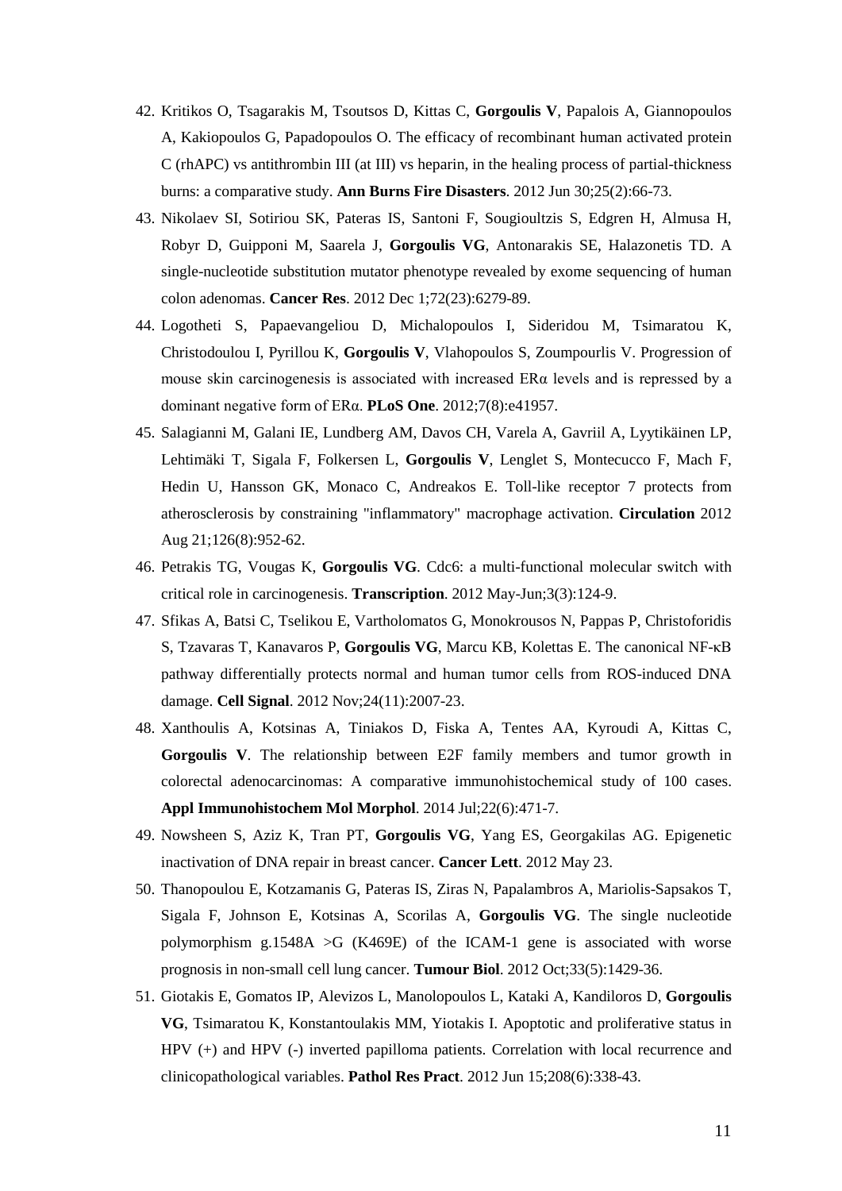42. Kritikos O, Tsagarakis M, Tsoutsos D, Kittas C, **Gorgoulis V**, Papalois A, Giannopoulos A, Kakiopoulos G, Papadopoulos O. The efficacy of recombinant human activated protein C (rhAPC) vs antithrombin III (at III) vs heparin, in the healing process of partial-thickness burns: a comparative study. **Ann Burns Fire Disasters**. 2012 Jun 30;25(2):66-73.
43. Nikolaev SI, Sotiriou SK, Pateras IS, Santoni F, Sougioultzis S, Edgren H, Almusa H, Robyr D, Guipponi M, Saarela J, **Gorgoulis VG**, Antonarakis SE, Halazonetis TD. A single-nucleotide substitution mutator phenotype revealed by exome sequencing of human colon adenomas. **Cancer Res**. 2012 Dec 1;72(23):6279-89.
44. Logotheti S, Papaevangeliou D, Michalopoulos I, Sideridou M, Tsimaratou K, Christodoulou I, Pyrillou K, **Gorgoulis V**, Vlahopoulos S, Zoumpourlis V. Progression of mouse skin carcinogenesis is associated with increased ERα levels and is repressed by a dominant negative form of ERα. **PLoS One**. 2012;7(8):e41957.
45. Salagianni M, Galani IE, Lundberg AM, Davos CH, Varela A, Gavriil A, Lyytikäinen LP, Lehtimäki T, Sigala F, Folkersen L, **Gorgoulis V**, Lenglet S, Montecucco F, Mach F, Hedin U, Hansson GK, Monaco C, Andreakos E. Toll-like receptor 7 protects from atherosclerosis by constraining "inflammatory" macrophage activation. **Circulation** 2012 Aug 21;126(8):952-62.
46. Petrakis TG, Vougas K, **Gorgoulis VG**. Cdc6: a multi-functional molecular switch with critical role in carcinogenesis. **Transcription**. 2012 May-Jun;3(3):124-9.
47. Sfikas A, Batsi C, Tselikou E, Vartholomatos G, Monokrousos N, Pappas P, Christoforidis S, Tzavaras T, Kanavaros P, **Gorgoulis VG**, Marcu KB, Kolettas E. The canonical NF-κB pathway differentially protects normal and human tumor cells from ROS-induced DNA damage. **Cell Signal**. 2012 Nov;24(11):2007-23.
48. Xanthoulis A, Kotsinas A, Tiniakos D, Fiska A, Tentes AA, Kyroudi A, Kittas C, **Gorgoulis V**. The relationship between E2F family members and tumor growth in colorectal adenocarcinomas: A comparative immunohistochemical study of 100 cases. **Appl Immunohistochem Mol Morphol**. 2014 Jul;22(6):471-7.
49. Nowsheen S, Aziz K, Tran PT, **Gorgoulis VG**, Yang ES, Georgakilas AG. Epigenetic inactivation of DNA repair in breast cancer. **Cancer Lett**. 2012 May 23.
50. Thanopoulou E, Kotzamanis G, Pateras IS, Ziras N, Papalambros A, Mariolis-Sapsakos T, Sigala F, Johnson E, Kotsinas A, Scorilas A, **Gorgoulis VG**. The single nucleotide polymorphism g.1548A >G (K469E) of the ICAM-1 gene is associated with worse prognosis in non-small cell lung cancer. **Tumour Biol**. 2012 Oct;33(5):1429-36.
51. Giotakis E, Gomatos IP, Alevizos L, Manolopoulos L, Kataki A, Kandiloros D, **Gorgoulis VG**, Tsimaratou K, Konstantoulakis MM, Yiotakis I. Apoptotic and proliferative status in HPV (+) and HPV (-) inverted papilloma patients. Correlation with local recurrence and clinicopathological variables. **Pathol Res Pract**. 2012 Jun 15;208(6):338-43.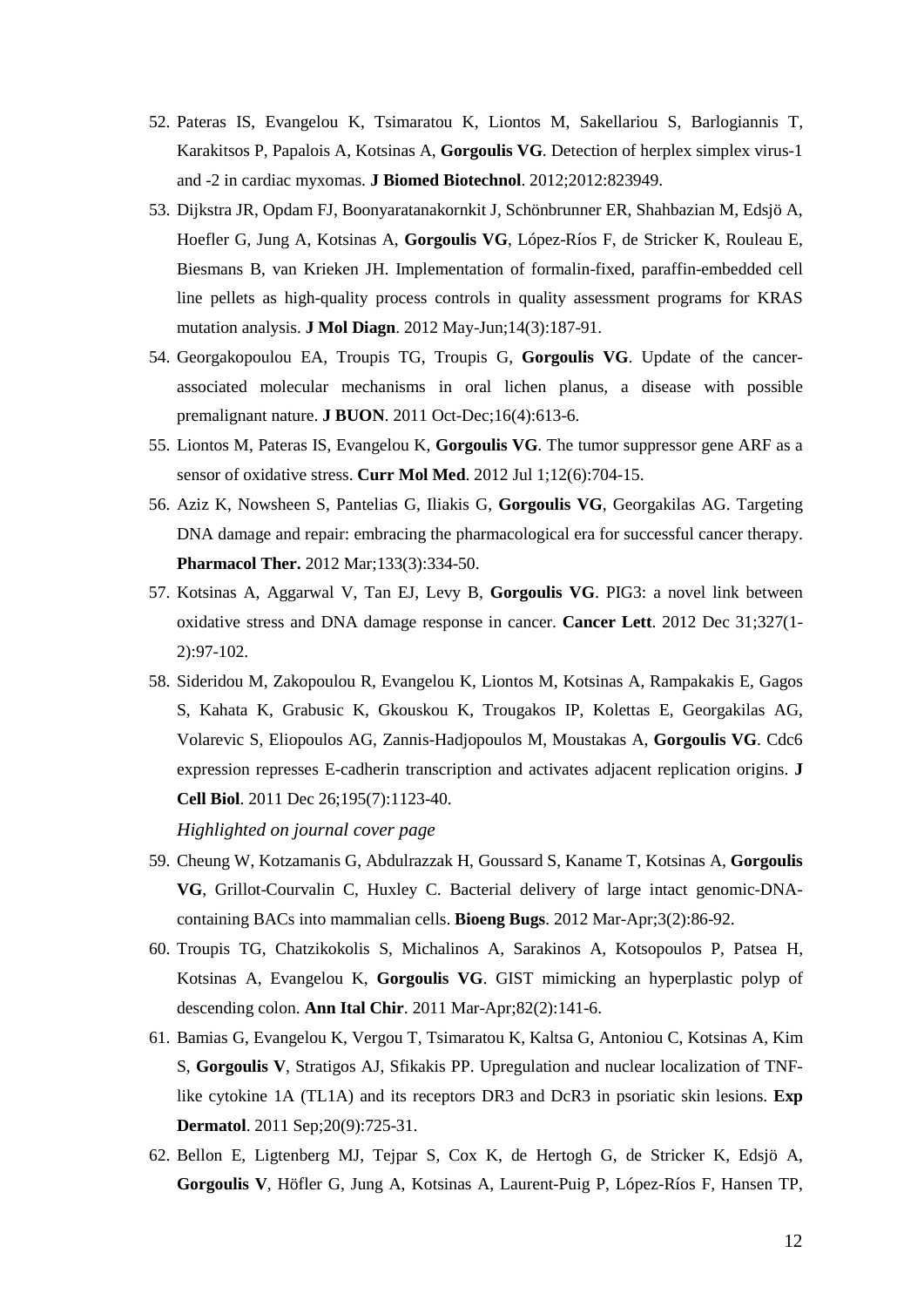52. Pateras IS, Evangelou K, Tsimaratou K, Liontos M, Sakellariou S, Barlogiannis T, Karakitsos P, Papalois A, Kotsinas A, **Gorgoulis VG**. Detection of herplex simplex virus-1 and -2 in cardiac myxomas. **J Biomed Biotechnol**. 2012;2012:823949.
53. Dijkstra JR, Opdam FJ, Boonyaratanakornkit J, Schönbrunner ER, Shahbazian M, Edsjö A, Hoefler G, Jung A, Kotsinas A, **Gorgoulis VG**, López-Ríos F, de Stricker K, Rouleau E, Biesmans B, van Krieken JH. Implementation of formalin-fixed, paraffin-embedded cell line pellets as high-quality process controls in quality assessment programs for KRAS mutation analysis. **J Mol Diagn**. 2012 May-Jun;14(3):187-91.
54. Georgakopoulou EA, Troupis TG, Troupis G, **Gorgoulis VG**. Update of the cancer-associated molecular mechanisms in oral lichen planus, a disease with possible premalignant nature. **J BUON**. 2011 Oct-Dec;16(4):613-6.
55. Liontos M, Pateras IS, Evangelou K, **Gorgoulis VG**. The tumor suppressor gene ARF as a sensor of oxidative stress. **Curr Mol Med**. 2012 Jul 1;12(6):704-15.
56. Aziz K, Nowsheen S, Pantelias G, Iliakis G, **Gorgoulis VG**, Georgakilas AG. Targeting DNA damage and repair: embracing the pharmacological era for successful cancer therapy. **Pharmacol Ther.** 2012 Mar;133(3):334-50.
57. Kotsinas A, Aggarwal V, Tan EJ, Levy B, **Gorgoulis VG**. PIG3: a novel link between oxidative stress and DNA damage response in cancer. **Cancer Lett**. 2012 Dec 31;327(1-2):97-102.
58. Sideridou M, Zakopoulou R, Evangelou K, Liontos M, Kotsinas A, Rampakakis E, Gagos S, Kahata K, Grabusic K, Gkouskou K, Trougakos IP, Kolettas E, Georgakilas AG, Volarevic S, Eliopoulos AG, Zannis-Hadjopoulos M, Moustakas A, **Gorgoulis VG**. Cdc6 expression represses E-cadherin transcription and activates adjacent replication origins. **J Cell Biol**. 2011 Dec 26;195(7):1123-40.

    *Highlighted on journal cover page*
59. Cheung W, Kotzamanis G, Abdulrazzak H, Goussard S, Kaname T, Kotsinas A, **Gorgoulis VG**, Grillot-Courvalin C, Huxley C. Bacterial delivery of large intact genomic-DNA-containing BACs into mammalian cells. **Bioeng Bugs**. 2012 Mar-Apr;3(2):86-92.
60. Troupis TG, Chatzikokolis S, Michalinos A, Sarakinos A, Kotsopoulos P, Patsea H, Kotsinas A, Evangelou K, **Gorgoulis VG**. GIST mimicking an hyperplastic polyp of descending colon. **Ann Ital Chir**. 2011 Mar-Apr;82(2):141-6.
61. Bamias G, Evangelou K, Vergou T, Tsimaratou K, Kaltsa G, Antoniou C, Kotsinas A, Kim S, **Gorgoulis V**, Stratigos AJ, Sfikakis PP. Upregulation and nuclear localization of TNF-like cytokine 1A (TL1A) and its receptors DR3 and DcR3 in psoriatic skin lesions. **Exp Dermatol**. 2011 Sep;20(9):725-31.
62. Bellon E, Ligtenberg MJ, Tejpar S, Cox K, de Hertogh G, de Stricker K, Edsjö A, **Gorgoulis V**, Höfler G, Jung A, Kotsinas A, Laurent-Puig P, López-Ríos F, Hansen TP,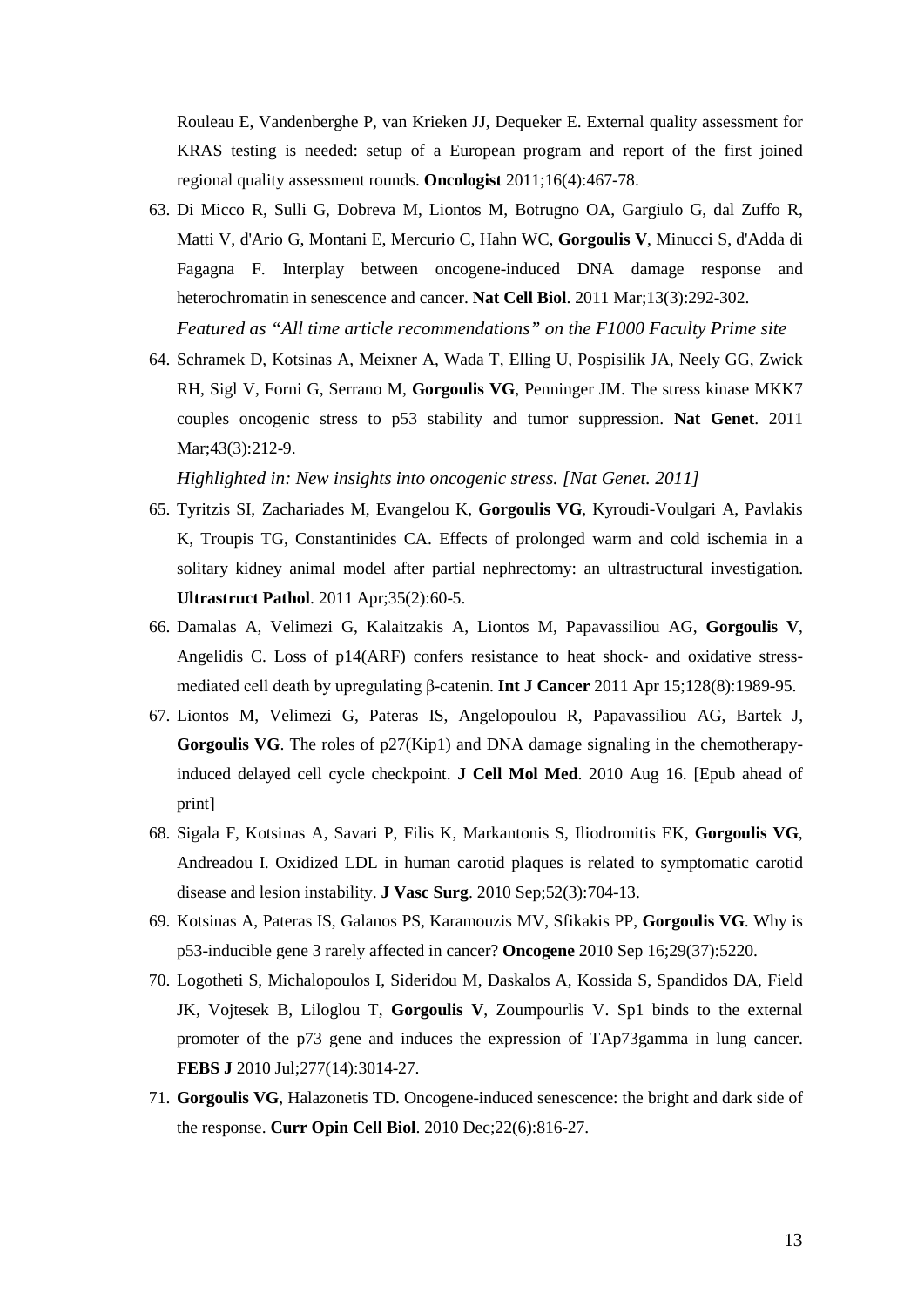Rouleau E, Vandenberghe P, van Krieken JJ, Dequeker E. External quality assessment for KRAS testing is needed: setup of a European program and report of the first joined regional quality assessment rounds. **Oncologist** 2011;16(4):467-78.

63. Di Micco R, Sulli G, Dobreva M, Liontos M, Botrugno OA, Gargiulo G, dal Zuffo R, Matti V, d'Ario G, Montani E, Mercurio C, Hahn WC, **Gorgoulis V**, Minucci S, d'Adda di Fagagna F. Interplay between oncogene-induced DNA damage response and heterochromatin in senescence and cancer. **Nat Cell Biol**. 2011 Mar;13(3):292-302.
   *Featured as "All time article recommendations" on the F1000 Faculty Prime site*

64. Schramek D, Kotsinas A, Meixner A, Wada T, Elling U, Pospisilik JA, Neely GG, Zwick RH, Sigl V, Forni G, Serrano M, **Gorgoulis VG**, Penninger JM. The stress kinase MKK7 couples oncogenic stress to p53 stability and tumor suppression. **Nat Genet**. 2011 Mar;43(3):212-9.
   *Highlighted in: New insights into oncogenic stress. [Nat Genet. 2011]*

65. Tyritzis SI, Zachariades M, Evangelou K, **Gorgoulis VG**, Kyroudi-Voulgari A, Pavlakis K, Troupis TG, Constantinides CA. Effects of prolonged warm and cold ischemia in a solitary kidney animal model after partial nephrectomy: an ultrastructural investigation. **Ultrastruct Pathol**. 2011 Apr;35(2):60-5.

66. Damalas A, Velimezi G, Kalaitzakis A, Liontos M, Papavassiliou AG, **Gorgoulis V**, Angelidis C. Loss of p14(ARF) confers resistance to heat shock- and oxidative stress-mediated cell death by upregulating β-catenin. **Int J Cancer** 2011 Apr 15;128(8):1989-95.

67. Liontos M, Velimezi G, Pateras IS, Angelopoulou R, Papavassiliou AG, Bartek J, **Gorgoulis VG**. The roles of p27(Kip1) and DNA damage signaling in the chemotherapy-induced delayed cell cycle checkpoint. **J Cell Mol Med**. 2010 Aug 16. [Epub ahead of print]

68. Sigala F, Kotsinas A, Savari P, Filis K, Markantonis S, Iliodromitis EK, **Gorgoulis VG**, Andreadou I. Oxidized LDL in human carotid plaques is related to symptomatic carotid disease and lesion instability. **J Vasc Surg**. 2010 Sep;52(3):704-13.

69. Kotsinas A, Pateras IS, Galanos PS, Karamouzis MV, Sfikakis PP, **Gorgoulis VG**. Why is p53-inducible gene 3 rarely affected in cancer? **Oncogene** 2010 Sep 16;29(37):5220.

70. Logotheti S, Michalopoulos I, Sideridou M, Daskalos A, Kossida S, Spandidos DA, Field JK, Vojtesek B, Liloglou T, **Gorgoulis V**, Zoumpourlis V. Sp1 binds to the external promoter of the p73 gene and induces the expression of TAp73gamma in lung cancer. **FEBS J** 2010 Jul;277(14):3014-27.

71. **Gorgoulis VG**, Halazonetis TD. Oncogene-induced senescence: the bright and dark side of the response. **Curr Opin Cell Biol**. 2010 Dec;22(6):816-27.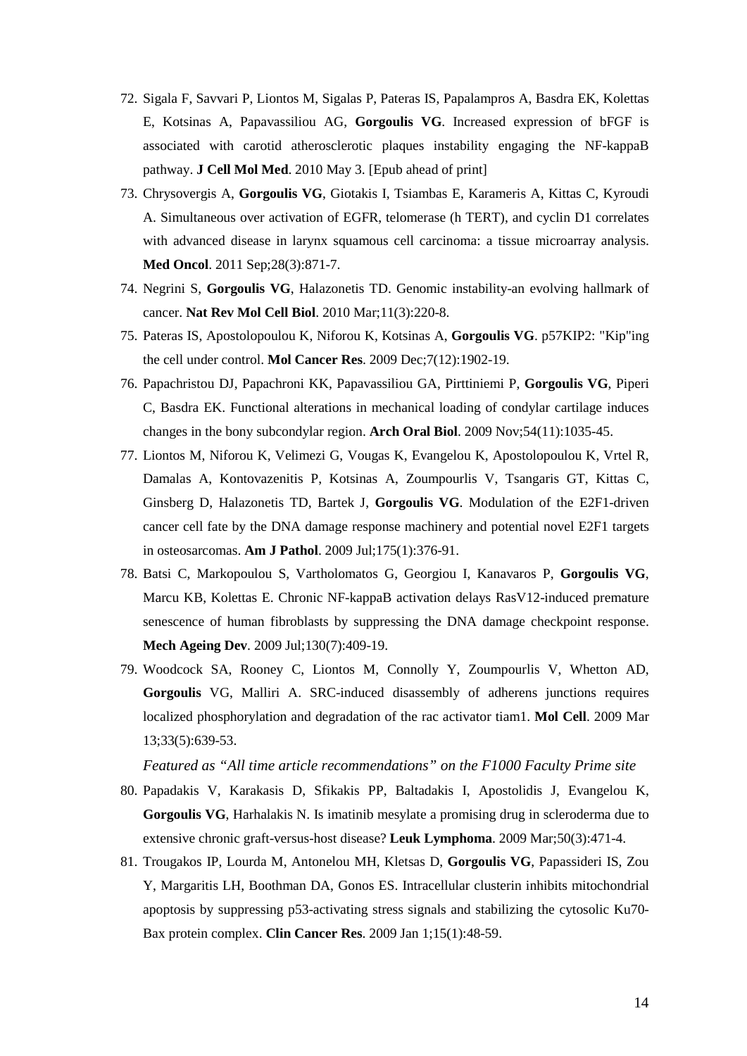72. Sigala F, Savvari P, Liontos M, Sigalas P, Pateras IS, Papalampros A, Basdra EK, Kolettas E, Kotsinas A, Papavassiliou AG, **Gorgoulis VG**. Increased expression of bFGF is associated with carotid atherosclerotic plaques instability engaging the NF-kappaB pathway. **J Cell Mol Med**. 2010 May 3. [Epub ahead of print]
73. Chrysovergis A, **Gorgoulis VG**, Giotakis I, Tsiambas E, Karameris A, Kittas C, Kyroudi A. Simultaneous over activation of EGFR, telomerase (h TERT), and cyclin D1 correlates with advanced disease in larynx squamous cell carcinoma: a tissue microarray analysis. **Med Oncol**. 2011 Sep;28(3):871-7.
74. Negrini S, **Gorgoulis VG**, Halazonetis TD. Genomic instability-an evolving hallmark of cancer. **Nat Rev Mol Cell Biol**. 2010 Mar;11(3):220-8.
75. Pateras IS, Apostolopoulou K, Niforou K, Kotsinas A, **Gorgoulis VG**. p57KIP2: "Kip"ing the cell under control. **Mol Cancer Res**. 2009 Dec;7(12):1902-19.
76. Papachristou DJ, Papachroni KK, Papavassiliou GA, Pirttiniemi P, **Gorgoulis VG**, Piperi C, Basdra EK. Functional alterations in mechanical loading of condylar cartilage induces changes in the bony subcondylar region. **Arch Oral Biol**. 2009 Nov;54(11):1035-45.
77. Liontos M, Niforou K, Velimezi G, Vougas K, Evangelou K, Apostolopoulou K, Vrtel R, Damalas A, Kontovazenitis P, Kotsinas A, Zoumpourlis V, Tsangaris GT, Kittas C, Ginsberg D, Halazonetis TD, Bartek J, **Gorgoulis VG**. Modulation of the E2F1-driven cancer cell fate by the DNA damage response machinery and potential novel E2F1 targets in osteosarcomas. **Am J Pathol**. 2009 Jul;175(1):376-91.
78. Batsi C, Markopoulou S, Vartholomatos G, Georgiou I, Kanavaros P, **Gorgoulis VG**, Marcu KB, Kolettas E. Chronic NF-kappaB activation delays RasV12-induced premature senescence of human fibroblasts by suppressing the DNA damage checkpoint response. **Mech Ageing Dev**. 2009 Jul;130(7):409-19.
79. Woodcock SA, Rooney C, Liontos M, Connolly Y, Zoumpourlis V, Whetton AD, **Gorgoulis** VG, Malliri A. SRC-induced disassembly of adherens junctions requires localized phosphorylation and degradation of the rac activator tiam1. **Mol Cell**. 2009 Mar 13;33(5):639-53.

    *Featured as "All time article recommendations" on the F1000 Faculty Prime site*
80. Papadakis V, Karakasis D, Sfikakis PP, Baltadakis I, Apostolidis J, Evangelou K, **Gorgoulis VG**, Harhalakis N. Is imatinib mesylate a promising drug in scleroderma due to extensive chronic graft-versus-host disease? **Leuk Lymphoma**. 2009 Mar;50(3):471-4.
81. Trougakos IP, Lourda M, Antonelou MH, Kletsas D, **Gorgoulis VG**, Papassideri IS, Zou Y, Margaritis LH, Boothman DA, Gonos ES. Intracellular clusterin inhibits mitochondrial apoptosis by suppressing p53-activating stress signals and stabilizing the cytosolic Ku70-Bax protein complex. **Clin Cancer Res**. 2009 Jan 1;15(1):48-59.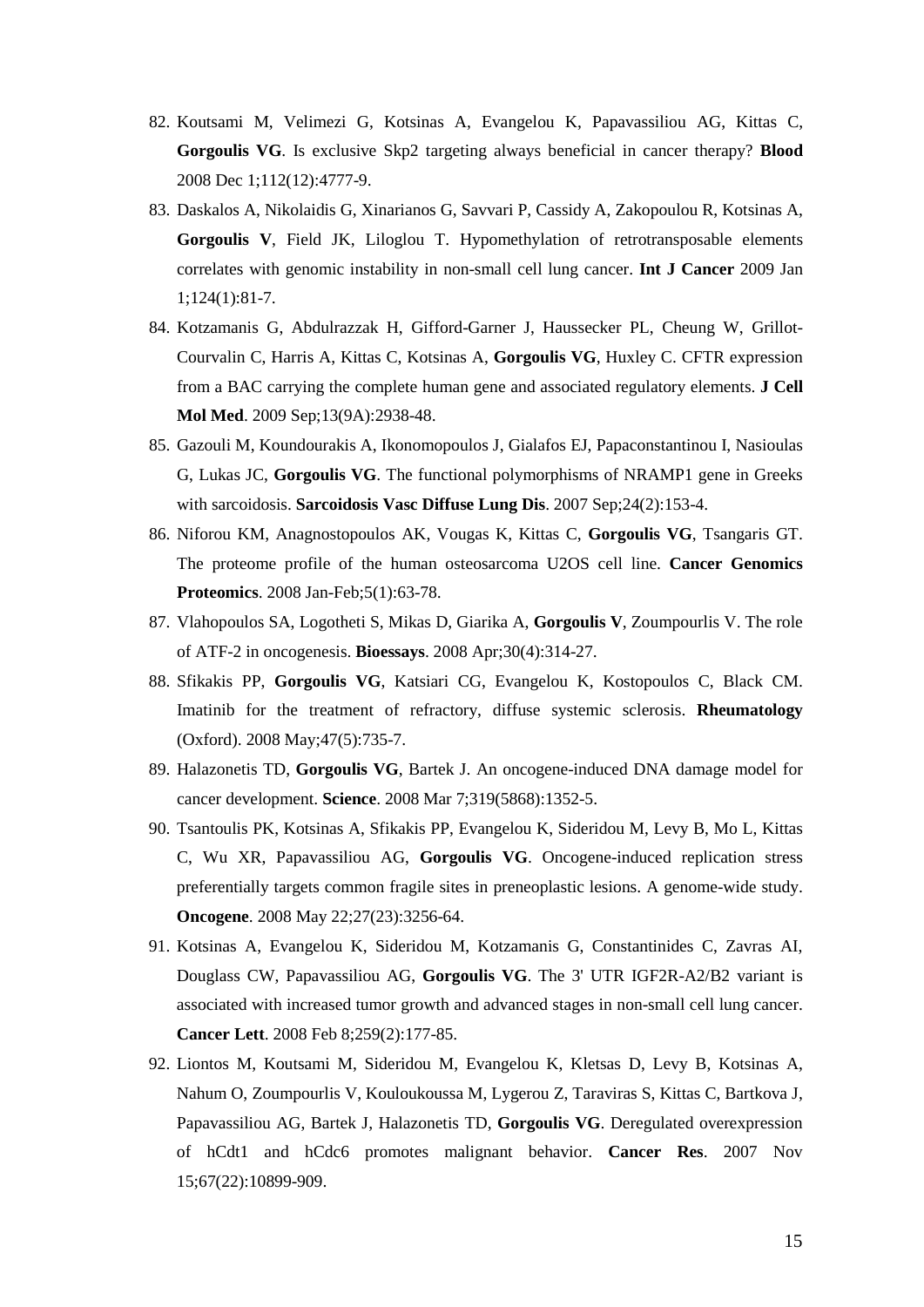82. Koutsami M, Velimezi G, Kotsinas A, Evangelou K, Papavassiliou AG, Kittas C, **Gorgoulis VG**. Is exclusive Skp2 targeting always beneficial in cancer therapy? **Blood** 2008 Dec 1;112(12):4777-9.
83. Daskalos A, Nikolaidis G, Xinarianos G, Savvari P, Cassidy A, Zakopoulou R, Kotsinas A, **Gorgoulis V**, Field JK, Liloglou T. Hypomethylation of retrotransposable elements correlates with genomic instability in non-small cell lung cancer. **Int J Cancer** 2009 Jan 1;124(1):81-7.
84. Kotzamanis G, Abdulrazzak H, Gifford-Garner J, Haussecker PL, Cheung W, Grillot-Courvalin C, Harris A, Kittas C, Kotsinas A, **Gorgoulis VG**, Huxley C. CFTR expression from a BAC carrying the complete human gene and associated regulatory elements. **J Cell Mol Med**. 2009 Sep;13(9A):2938-48.
85. Gazouli M, Koundourakis A, Ikonomopoulos J, Gialafos EJ, Papaconstantinou I, Nasioulas G, Lukas JC, **Gorgoulis VG**. The functional polymorphisms of NRAMP1 gene in Greeks with sarcoidosis. **Sarcoidosis Vasc Diffuse Lung Dis**. 2007 Sep;24(2):153-4.
86. Niforou KM, Anagnostopoulos AK, Vougas K, Kittas C, **Gorgoulis VG**, Tsangaris GT. The proteome profile of the human osteosarcoma U2OS cell line. **Cancer Genomics Proteomics**. 2008 Jan-Feb;5(1):63-78.
87. Vlahopoulos SA, Logotheti S, Mikas D, Giarika A, **Gorgoulis V**, Zoumpourlis V. The role of ATF-2 in oncogenesis. **Bioessays**. 2008 Apr;30(4):314-27.
88. Sfikakis PP, **Gorgoulis VG**, Katsiari CG, Evangelou K, Kostopoulos C, Black CM. Imatinib for the treatment of refractory, diffuse systemic sclerosis. **Rheumatology** (Oxford). 2008 May;47(5):735-7.
89. Halazonetis TD, **Gorgoulis VG**, Bartek J. An oncogene-induced DNA damage model for cancer development. **Science**. 2008 Mar 7;319(5868):1352-5.
90. Tsantoulis PK, Kotsinas A, Sfikakis PP, Evangelou K, Sideridou M, Levy B, Mo L, Kittas C, Wu XR, Papavassiliou AG, **Gorgoulis VG**. Oncogene-induced replication stress preferentially targets common fragile sites in preneoplastic lesions. A genome-wide study. **Oncogene**. 2008 May 22;27(23):3256-64.
91. Kotsinas A, Evangelou K, Sideridou M, Kotzamanis G, Constantinides C, Zavras AI, Douglass CW, Papavassiliou AG, **Gorgoulis VG**. The 3' UTR IGF2R-A2/B2 variant is associated with increased tumor growth and advanced stages in non-small cell lung cancer. **Cancer Lett**. 2008 Feb 8;259(2):177-85.
92. Liontos M, Koutsami M, Sideridou M, Evangelou K, Kletsas D, Levy B, Kotsinas A, Nahum O, Zoumpourlis V, Kouloukoussa M, Lygerou Z, Taraviras S, Kittas C, Bartkova J, Papavassiliou AG, Bartek J, Halazonetis TD, **Gorgoulis VG**. Deregulated overexpression of hCdt1 and hCdc6 promotes malignant behavior. **Cancer Res**. 2007 Nov 15;67(22):10899-909.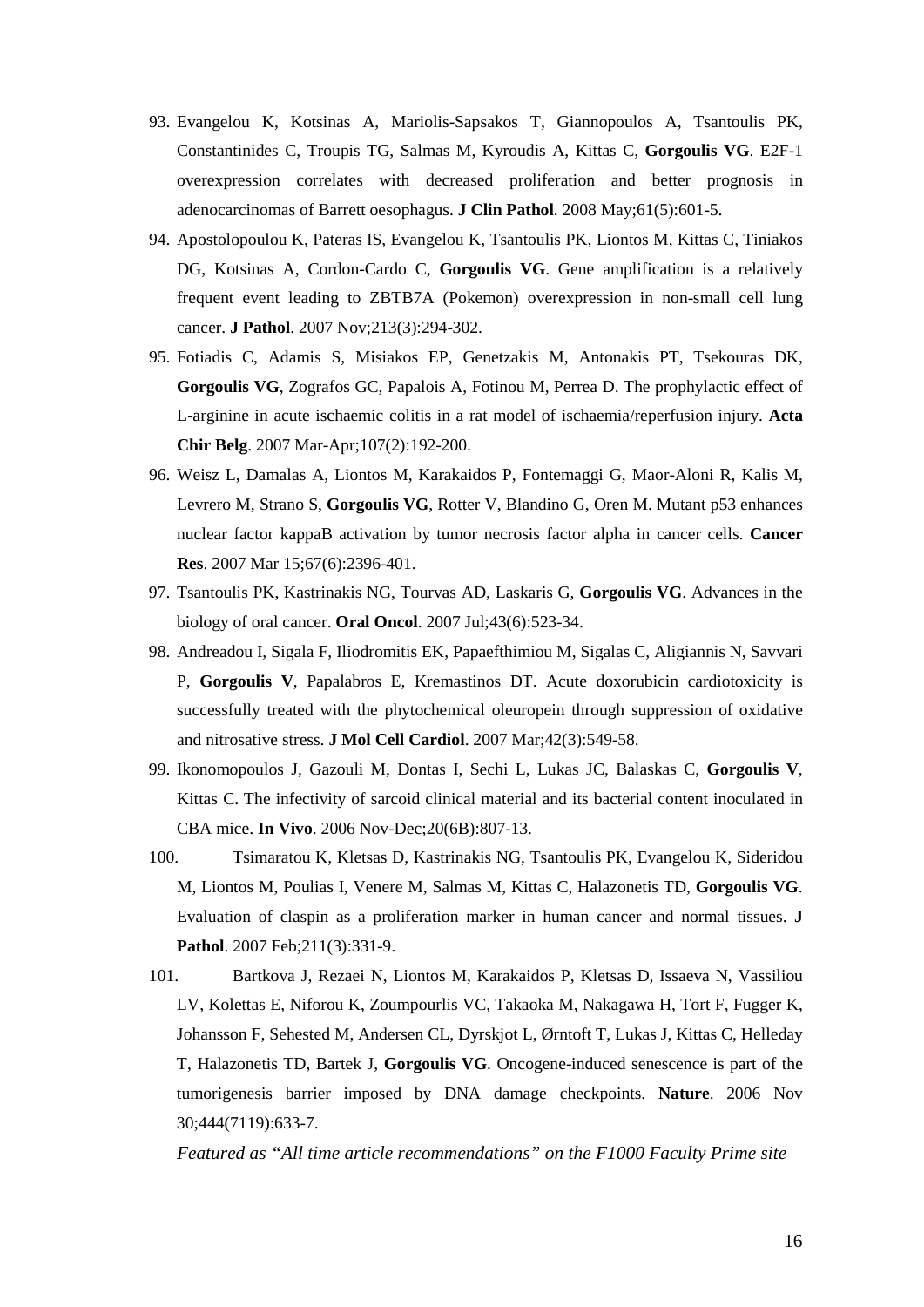93. Evangelou K, Kotsinas A, Mariolis-Sapsakos T, Giannopoulos A, Tsantoulis PK, Constantinides C, Troupis TG, Salmas M, Kyroudis A, Kittas C, **Gorgoulis VG**. E2F-1 overexpression correlates with decreased proliferation and better prognosis in adenocarcinomas of Barrett oesophagus. **J Clin Pathol**. 2008 May;61(5):601-5.
94. Apostolopoulou K, Pateras IS, Evangelou K, Tsantoulis PK, Liontos M, Kittas C, Tiniakos DG, Kotsinas A, Cordon-Cardo C, **Gorgoulis VG**. Gene amplification is a relatively frequent event leading to ZBTB7A (Pokemon) overexpression in non-small cell lung cancer. **J Pathol**. 2007 Nov;213(3):294-302.
95. Fotiadis C, Adamis S, Misiakos EP, Genetzakis M, Antonakis PT, Tsekouras DK, **Gorgoulis VG**, Zografos GC, Papalois A, Fotinou M, Perrea D. The prophylactic effect of L-arginine in acute ischaemic colitis in a rat model of ischaemia/reperfusion injury. **Acta Chir Belg**. 2007 Mar-Apr;107(2):192-200.
96. Weisz L, Damalas A, Liontos M, Karakaidos P, Fontemaggi G, Maor-Aloni R, Kalis M, Levrero M, Strano S, **Gorgoulis VG**, Rotter V, Blandino G, Oren M. Mutant p53 enhances nuclear factor kappaB activation by tumor necrosis factor alpha in cancer cells. **Cancer Res**. 2007 Mar 15;67(6):2396-401.
97. Tsantoulis PK, Kastrinakis NG, Tourvas AD, Laskaris G, **Gorgoulis VG**. Advances in the biology of oral cancer. **Oral Oncol**. 2007 Jul;43(6):523-34.
98. Andreadou I, Sigala F, Iliodromitis EK, Papaefthimiou M, Sigalas C, Aligiannis N, Savvari P, **Gorgoulis V**, Papalabros E, Kremastinos DT. Acute doxorubicin cardiotoxicity is successfully treated with the phytochemical oleuropein through suppression of oxidative and nitrosative stress. **J Mol Cell Cardiol**. 2007 Mar;42(3):549-58.
99. Ikonomopoulos J, Gazouli M, Dontas I, Sechi L, Lukas JC, Balaskas C, **Gorgoulis V**, Kittas C. The infectivity of sarcoid clinical material and its bacterial content inoculated in CBA mice. **In Vivo**. 2006 Nov-Dec;20(6B):807-13.
100. Tsimaratou K, Kletsas D, Kastrinakis NG, Tsantoulis PK, Evangelou K, Sideridou M, Liontos M, Poulias I, Venere M, Salmas M, Kittas C, Halazonetis TD, **Gorgoulis VG**. Evaluation of claspin as a proliferation marker in human cancer and normal tissues. **J Pathol**. 2007 Feb;211(3):331-9.
101. Bartkova J, Rezaei N, Liontos M, Karakaidos P, Kletsas D, Issaeva N, Vassiliou LV, Kolettas E, Niforou K, Zoumpourlis VC, Takaoka M, Nakagawa H, Tort F, Fugger K, Johansson F, Sehested M, Andersen CL, Dyrskjot L, Ørntoft T, Lukas J, Kittas C, Helleday T, Halazonetis TD, Bartek J, **Gorgoulis VG**. Oncogene-induced senescence is part of the tumorigenesis barrier imposed by DNA damage checkpoints. **Nature**. 2006 Nov 30;444(7119):633-7.

    *Featured as "All time article recommendations" on the F1000 Faculty Prime site*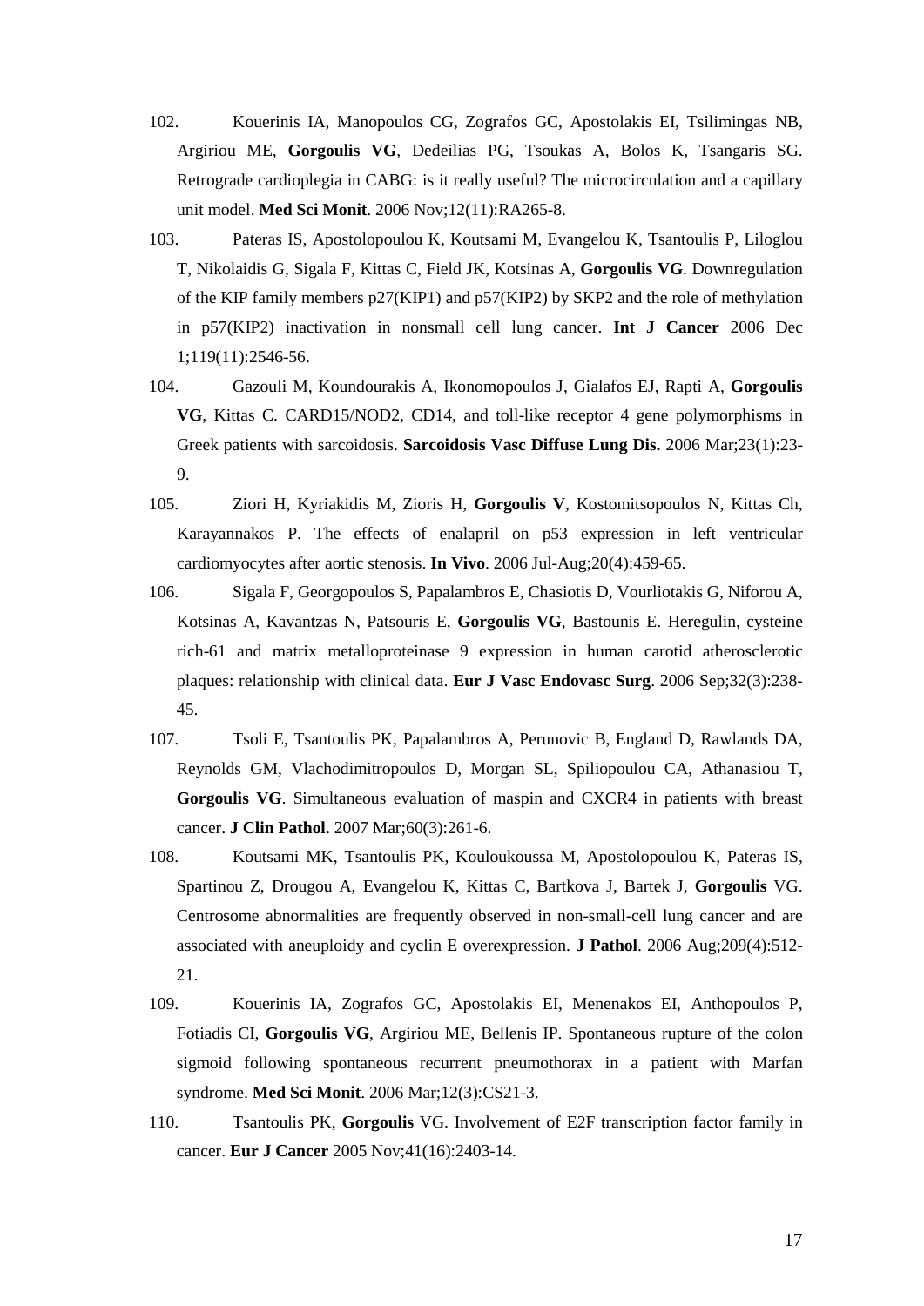102. Kouerinis IA, Manopoulos CG, Zografos GC, Apostolakis EI, Tsilimingas NB, Argiriou ME, **Gorgoulis VG**, Dedeilias PG, Tsoukas A, Bolos K, Tsangaris SG. Retrograde cardioplegia in CABG: is it really useful? The microcirculation and a capillary unit model. **Med Sci Monit**. 2006 Nov;12(11):RA265-8.

103. Pateras IS, Apostolopoulou K, Koutsami M, Evangelou K, Tsantoulis P, Liloglou T, Nikolaidis G, Sigala F, Kittas C, Field JK, Kotsinas A, **Gorgoulis VG**. Downregulation of the KIP family members p27(KIP1) and p57(KIP2) by SKP2 and the role of methylation in p57(KIP2) inactivation in nonsmall cell lung cancer. **Int J Cancer** 2006 Dec 1;119(11):2546-56.

104. Gazouli M, Koundourakis A, Ikonomopoulos J, Gialafos EJ, Rapti A, **Gorgoulis VG**, Kittas C. CARD15/NOD2, CD14, and toll-like receptor 4 gene polymorphisms in Greek patients with sarcoidosis. **Sarcoidosis Vasc Diffuse Lung Dis.** 2006 Mar;23(1):23-9.

105. Ziori H, Kyriakidis M, Zioris H, **Gorgoulis V**, Kostomitsopoulos N, Kittas Ch, Karayannakos P. The effects of enalapril on p53 expression in left ventricular cardiomyocytes after aortic stenosis. **In Vivo**. 2006 Jul-Aug;20(4):459-65.

106. Sigala F, Georgopoulos S, Papalambros E, Chasiotis D, Vourliotakis G, Niforou A, Kotsinas A, Kavantzas N, Patsouris E, **Gorgoulis VG**, Bastounis E. Heregulin, cysteine rich-61 and matrix metalloproteinase 9 expression in human carotid atherosclerotic plaques: relationship with clinical data. **Eur J Vasc Endovasc Surg**. 2006 Sep;32(3):238-45.

107. Tsoli E, Tsantoulis PK, Papalambros A, Perunovic B, England D, Rawlands DA, Reynolds GM, Vlachodimitropoulos D, Morgan SL, Spiliopoulou CA, Athanasiou T, **Gorgoulis VG**. Simultaneous evaluation of maspin and CXCR4 in patients with breast cancer. **J Clin Pathol**. 2007 Mar;60(3):261-6.

108. Koutsami MK, Tsantoulis PK, Kouloukoussa M, Apostolopoulou K, Pateras IS, Spartinou Z, Drougou A, Evangelou K, Kittas C, Bartkova J, Bartek J, **Gorgoulis** VG. Centrosome abnormalities are frequently observed in non-small-cell lung cancer and are associated with aneuploidy and cyclin E overexpression. **J Pathol**. 2006 Aug;209(4):512-21.

109. Kouerinis IA, Zografos GC, Apostolakis EI, Menenakos EI, Anthopoulos P, Fotiadis CI, **Gorgoulis VG**, Argiriou ME, Bellenis IP. Spontaneous rupture of the colon sigmoid following spontaneous recurrent pneumothorax in a patient with Marfan syndrome. **Med Sci Monit**. 2006 Mar;12(3):CS21-3.

110. Tsantoulis PK, **Gorgoulis** VG. Involvement of E2F transcription factor family in cancer. **Eur J Cancer** 2005 Nov;41(16):2403-14.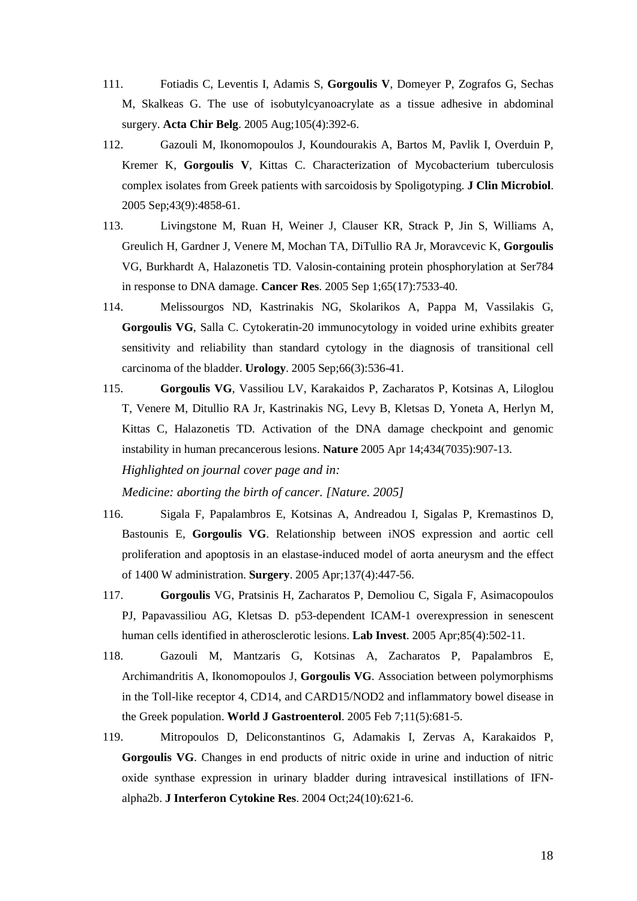111. Fotiadis C, Leventis I, Adamis S, **Gorgoulis V**, Domeyer P, Zografos G, Sechas M, Skalkeas G. The use of isobutylcyanoacrylate as a tissue adhesive in abdominal surgery. **Acta Chir Belg**. 2005 Aug;105(4):392-6.

112. Gazouli M, Ikonomopoulos J, Koundourakis A, Bartos M, Pavlik I, Overduin P, Kremer K, **Gorgoulis V**, Kittas C. Characterization of Mycobacterium tuberculosis complex isolates from Greek patients with sarcoidosis by Spoligotyping. **J Clin Microbiol**. 2005 Sep;43(9):4858-61.

113. Livingstone M, Ruan H, Weiner J, Clauser KR, Strack P, Jin S, Williams A, Greulich H, Gardner J, Venere M, Mochan TA, DiTullio RA Jr, Moravcevic K, **Gorgoulis** VG, Burkhardt A, Halazonetis TD. Valosin-containing protein phosphorylation at Ser784 in response to DNA damage. **Cancer Res**. 2005 Sep 1;65(17):7533-40.

114. Melissourgos ND, Kastrinakis NG, Skolarikos A, Pappa M, Vassilakis G, **Gorgoulis VG**, Salla C. Cytokeratin-20 immunocytology in voided urine exhibits greater sensitivity and reliability than standard cytology in the diagnosis of transitional cell carcinoma of the bladder. **Urology**. 2005 Sep;66(3):536-41.

115. **Gorgoulis VG**, Vassiliou LV, Karakaidos P, Zacharatos P, Kotsinas A, Liloglou T, Venere M, Ditullio RA Jr, Kastrinakis NG, Levy B, Kletsas D, Yoneta A, Herlyn M, Kittas C, Halazonetis TD. Activation of the DNA damage checkpoint and genomic instability in human precancerous lesions. **Nature** 2005 Apr 14;434(7035):907-13.
*Highlighted on journal cover page and in:*
*Medicine: aborting the birth of cancer. [Nature. 2005]*

116. Sigala F, Papalambros E, Kotsinas A, Andreadou I, Sigalas P, Kremastinos D, Bastounis E, **Gorgoulis VG**. Relationship between iNOS expression and aortic cell proliferation and apoptosis in an elastase-induced model of aorta aneurysm and the effect of 1400 W administration. **Surgery**. 2005 Apr;137(4):447-56.

117. **Gorgoulis** VG, Pratsinis H, Zacharatos P, Demoliou C, Sigala F, Asimacopoulos PJ, Papavassiliou AG, Kletsas D. p53-dependent ICAM-1 overexpression in senescent human cells identified in atherosclerotic lesions. **Lab Invest**. 2005 Apr;85(4):502-11.

118. Gazouli M, Mantzaris G, Kotsinas A, Zacharatos P, Papalambros E, Archimandritis A, Ikonomopoulos J, **Gorgoulis VG**. Association between polymorphisms in the Toll-like receptor 4, CD14, and CARD15/NOD2 and inflammatory bowel disease in the Greek population. **World J Gastroenterol**. 2005 Feb 7;11(5):681-5.

119. Mitropoulos D, Deliconstantinos G, Adamakis I, Zervas A, Karakaidos P, **Gorgoulis VG**. Changes in end products of nitric oxide in urine and induction of nitric oxide synthase expression in urinary bladder during intravesical instillations of IFN-alpha2b. **J Interferon Cytokine Res**. 2004 Oct;24(10):621-6.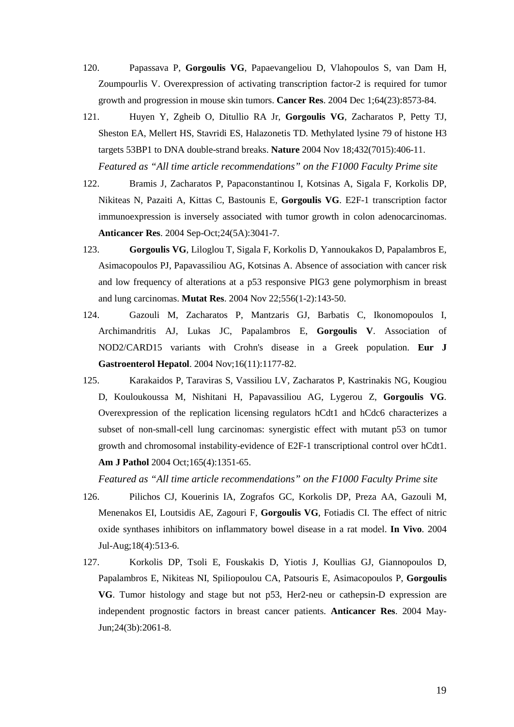120. Papassava P, **Gorgoulis VG**, Papaevangeliou D, Vlahopoulos S, van Dam H, Zoumpourlis V. Overexpression of activating transcription factor-2 is required for tumor growth and progression in mouse skin tumors. **Cancer Res**. 2004 Dec 1;64(23):8573-84.

121. Huyen Y, Zgheib O, Ditullio RA Jr, **Gorgoulis VG**, Zacharatos P, Petty TJ, Sheston EA, Mellert HS, Stavridi ES, Halazonetis TD. Methylated lysine 79 of histone H3 targets 53BP1 to DNA double-strand breaks. **Nature** 2004 Nov 18;432(7015):406-11.
*Featured as "All time article recommendations" on the F1000 Faculty Prime site*

122. Bramis J, Zacharatos P, Papaconstantinou I, Kotsinas A, Sigala F, Korkolis DP, Nikiteas N, Pazaiti A, Kittas C, Bastounis E, **Gorgoulis VG**. E2F-1 transcription factor immunoexpression is inversely associated with tumor growth in colon adenocarcinomas. **Anticancer Res**. 2004 Sep-Oct;24(5A):3041-7.

123. **Gorgoulis VG**, Liloglou T, Sigala F, Korkolis D, Yannoukakos D, Papalambros E, Asimacopoulos PJ, Papavassiliou AG, Kotsinas A. Absence of association with cancer risk and low frequency of alterations at a p53 responsive PIG3 gene polymorphism in breast and lung carcinomas. **Mutat Res**. 2004 Nov 22;556(1-2):143-50.

124. Gazouli M, Zacharatos P, Mantzaris GJ, Barbatis C, Ikonomopoulos I, Archimandritis AJ, Lukas JC, Papalambros E, **Gorgoulis V**. Association of NOD2/CARD15 variants with Crohn's disease in a Greek population. **Eur J Gastroenterol Hepatol**. 2004 Nov;16(11):1177-82.

125. Karakaidos P, Taraviras S, Vassiliou LV, Zacharatos P, Kastrinakis NG, Kougiou D, Kouloukoussa M, Nishitani H, Papavassiliou AG, Lygerou Z, **Gorgoulis VG**. Overexpression of the replication licensing regulators hCdt1 and hCdc6 characterizes a subset of non-small-cell lung carcinomas: synergistic effect with mutant p53 on tumor growth and chromosomal instability-evidence of E2F-1 transcriptional control over hCdt1. **Am J Pathol** 2004 Oct;165(4):1351-65.
*Featured as "All time article recommendations" on the F1000 Faculty Prime site*

126. Pilichos CJ, Kouerinis IA, Zografos GC, Korkolis DP, Preza AA, Gazouli M, Menenakos EI, Loutsidis AE, Zagouri F, **Gorgoulis VG**, Fotiadis CI. The effect of nitric oxide synthases inhibitors on inflammatory bowel disease in a rat model. **In Vivo**. 2004 Jul-Aug;18(4):513-6.

127. Korkolis DP, Tsoli E, Fouskakis D, Yiotis J, Koullias GJ, Giannopoulos D, Papalambros E, Nikiteas NI, Spiliopoulou CA, Patsouris E, Asimacopoulos P, **Gorgoulis VG**. Tumor histology and stage but not p53, Her2-neu or cathepsin-D expression are independent prognostic factors in breast cancer patients. **Anticancer Res**. 2004 May-Jun;24(3b):2061-8.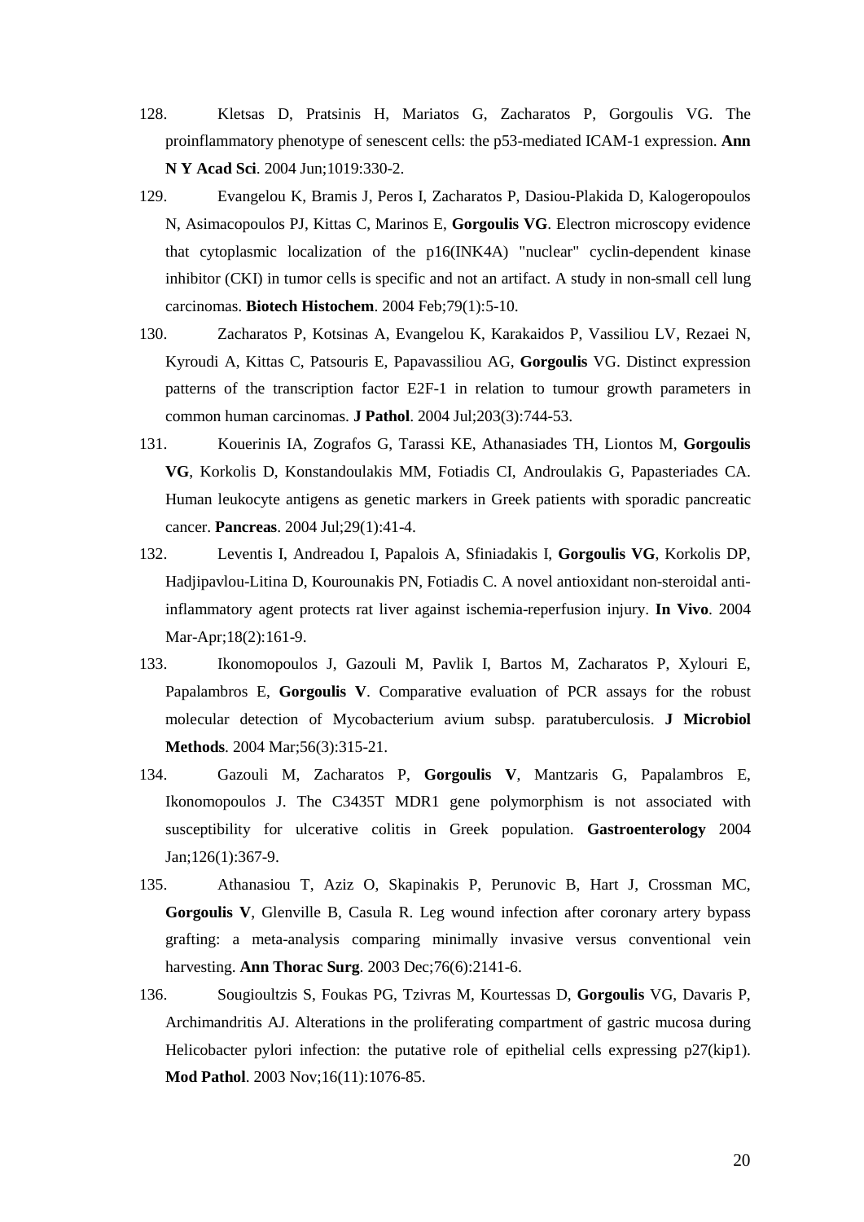128. Kletsas D, Pratsinis H, Mariatos G, Zacharatos P, Gorgoulis VG. The proinflammatory phenotype of senescent cells: the p53-mediated ICAM-1 expression. **Ann N Y Acad Sci**. 2004 Jun;1019:330-2.

129. Evangelou K, Bramis J, Peros I, Zacharatos P, Dasiou-Plakida D, Kalogeropoulos N, Asimacopoulos PJ, Kittas C, Marinos E, **Gorgoulis VG**. Electron microscopy evidence that cytoplasmic localization of the p16(INK4A) "nuclear" cyclin-dependent kinase inhibitor (CKI) in tumor cells is specific and not an artifact. A study in non-small cell lung carcinomas. **Biotech Histochem**. 2004 Feb;79(1):5-10.

130. Zacharatos P, Kotsinas A, Evangelou K, Karakaidos P, Vassiliou LV, Rezaei N, Kyroudi A, Kittas C, Patsouris E, Papavassiliou AG, **Gorgoulis** VG. Distinct expression patterns of the transcription factor E2F-1 in relation to tumour growth parameters in common human carcinomas. **J Pathol**. 2004 Jul;203(3):744-53.

131. Kouerinis IA, Zografos G, Tarassi KE, Athanasiades TH, Liontos M, **Gorgoulis VG**, Korkolis D, Konstandoulakis MM, Fotiadis CI, Androulakis G, Papasteriades CA. Human leukocyte antigens as genetic markers in Greek patients with sporadic pancreatic cancer. **Pancreas**. 2004 Jul;29(1):41-4.

132. Leventis I, Andreadou I, Papalois A, Sfiniadakis I, **Gorgoulis VG**, Korkolis DP, Hadjipavlou-Litina D, Kourounakis PN, Fotiadis C. A novel antioxidant non-steroidal anti-inflammatory agent protects rat liver against ischemia-reperfusion injury. **In Vivo**. 2004 Mar-Apr;18(2):161-9.

133. Ikonomopoulos J, Gazouli M, Pavlik I, Bartos M, Zacharatos P, Xylouri E, Papalambros E, **Gorgoulis V**. Comparative evaluation of PCR assays for the robust molecular detection of Mycobacterium avium subsp. paratuberculosis. **J Microbiol Methods**. 2004 Mar;56(3):315-21.

134. Gazouli M, Zacharatos P, **Gorgoulis V**, Mantzaris G, Papalambros E, Ikonomopoulos J. The C3435T MDR1 gene polymorphism is not associated with susceptibility for ulcerative colitis in Greek population. **Gastroenterology** 2004 Jan;126(1):367-9.

135. Athanasiou T, Aziz O, Skapinakis P, Perunovic B, Hart J, Crossman MC, **Gorgoulis V**, Glenville B, Casula R. Leg wound infection after coronary artery bypass grafting: a meta-analysis comparing minimally invasive versus conventional vein harvesting. **Ann Thorac Surg**. 2003 Dec;76(6):2141-6.

136. Sougioultzis S, Foukas PG, Tzivras M, Kourtessas D, **Gorgoulis** VG, Davaris P, Archimandritis AJ. Alterations in the proliferating compartment of gastric mucosa during Helicobacter pylori infection: the putative role of epithelial cells expressing p27(kip1). **Mod Pathol**. 2003 Nov;16(11):1076-85.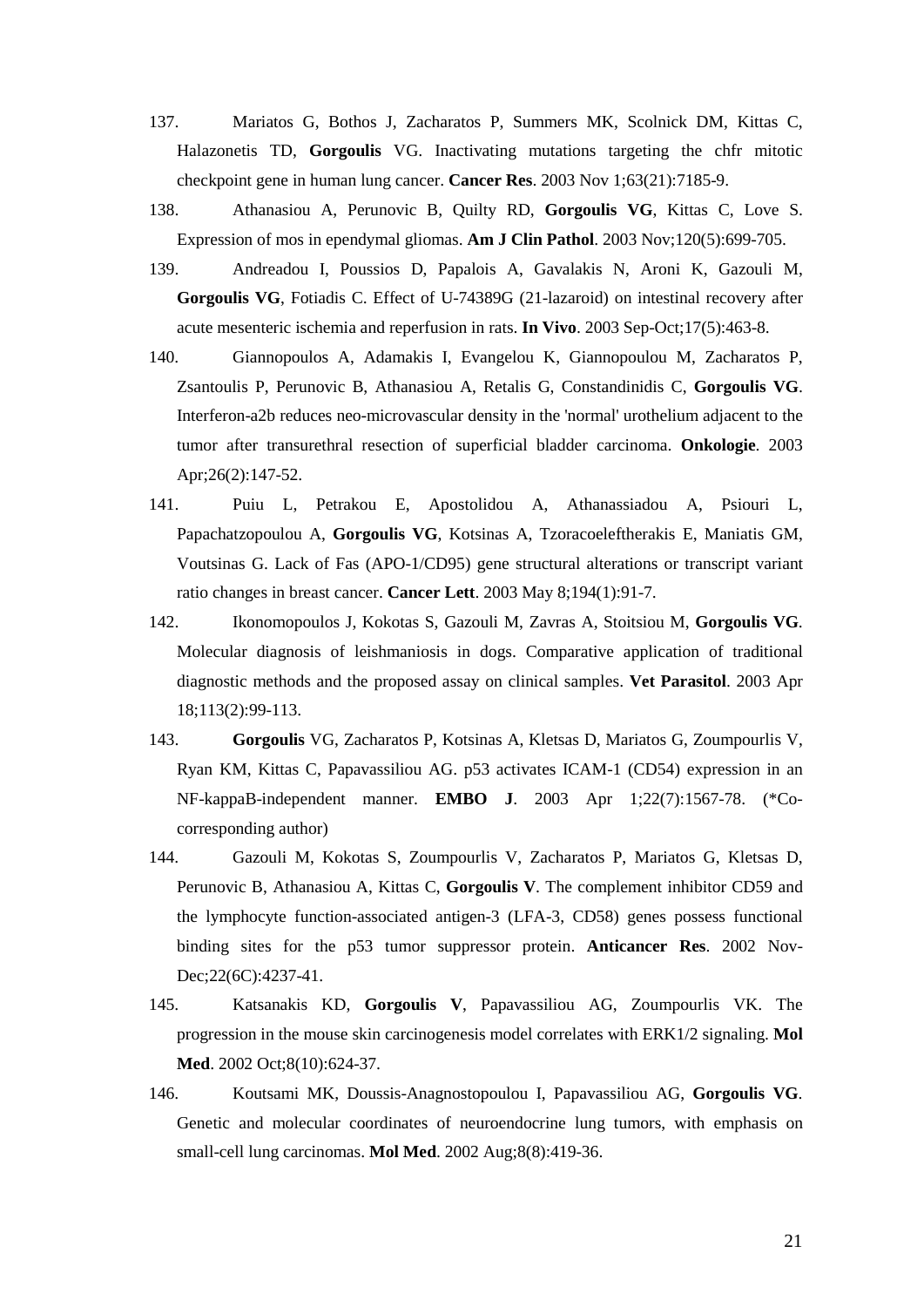137. Mariatos G, Bothos J, Zacharatos P, Summers MK, Scolnick DM, Kittas C, Halazonetis TD, **Gorgoulis** VG. Inactivating mutations targeting the chfr mitotic checkpoint gene in human lung cancer. **Cancer Res**. 2003 Nov 1;63(21):7185-9.

138. Athanasiou A, Perunovic B, Quilty RD, **Gorgoulis VG**, Kittas C, Love S. Expression of mos in ependymal gliomas. **Am J Clin Pathol**. 2003 Nov;120(5):699-705.

139. Andreadou I, Poussios D, Papalois A, Gavalakis N, Aroni K, Gazouli M, **Gorgoulis VG**, Fotiadis C. Effect of U-74389G (21-lazaroid) on intestinal recovery after acute mesenteric ischemia and reperfusion in rats. **In Vivo**. 2003 Sep-Oct;17(5):463-8.

140. Giannopoulos A, Adamakis I, Evangelou K, Giannopoulou M, Zacharatos P, Zsantoulis P, Perunovic B, Athanasiou A, Retalis G, Constandinidis C, **Gorgoulis VG**. Interferon-a2b reduces neo-microvascular density in the 'normal' urothelium adjacent to the tumor after transurethral resection of superficial bladder carcinoma. **Onkologie**. 2003 Apr;26(2):147-52.

141. Puiu L, Petrakou E, Apostolidou A, Athanassiadou A, Psiouri L, Papachatzopoulou A, **Gorgoulis VG**, Kotsinas A, Tzoracoeleftherakis E, Maniatis GM, Voutsinas G. Lack of Fas (APO-1/CD95) gene structural alterations or transcript variant ratio changes in breast cancer. **Cancer Lett**. 2003 May 8;194(1):91-7.

142. Ikonomopoulos J, Kokotas S, Gazouli M, Zavras A, Stoitsiou M, **Gorgoulis VG**. Molecular diagnosis of leishmaniosis in dogs. Comparative application of traditional diagnostic methods and the proposed assay on clinical samples. **Vet Parasitol**. 2003 Apr 18;113(2):99-113.

143. **Gorgoulis** VG, Zacharatos P, Kotsinas A, Kletsas D, Mariatos G, Zoumpourlis V, Ryan KM, Kittas C, Papavassiliou AG. p53 activates ICAM-1 (CD54) expression in an NF-kappaB-independent manner. **EMBO J**. 2003 Apr 1;22(7):1567-78. (*Co-corresponding author)

144. Gazouli M, Kokotas S, Zoumpourlis V, Zacharatos P, Mariatos G, Kletsas D, Perunovic B, Athanasiou A, Kittas C, **Gorgoulis V**. The complement inhibitor CD59 and the lymphocyte function-associated antigen-3 (LFA-3, CD58) genes possess functional binding sites for the p53 tumor suppressor protein. **Anticancer Res**. 2002 Nov-Dec;22(6C):4237-41.

145. Katsanakis KD, **Gorgoulis V**, Papavassiliou AG, Zoumpourlis VK. The progression in the mouse skin carcinogenesis model correlates with ERK1/2 signaling. **Mol Med**. 2002 Oct;8(10):624-37.

146. Koutsami MK, Doussis-Anagnostopoulou I, Papavassiliou AG, **Gorgoulis VG**. Genetic and molecular coordinates of neuroendocrine lung tumors, with emphasis on small-cell lung carcinomas. **Mol Med**. 2002 Aug;8(8):419-36.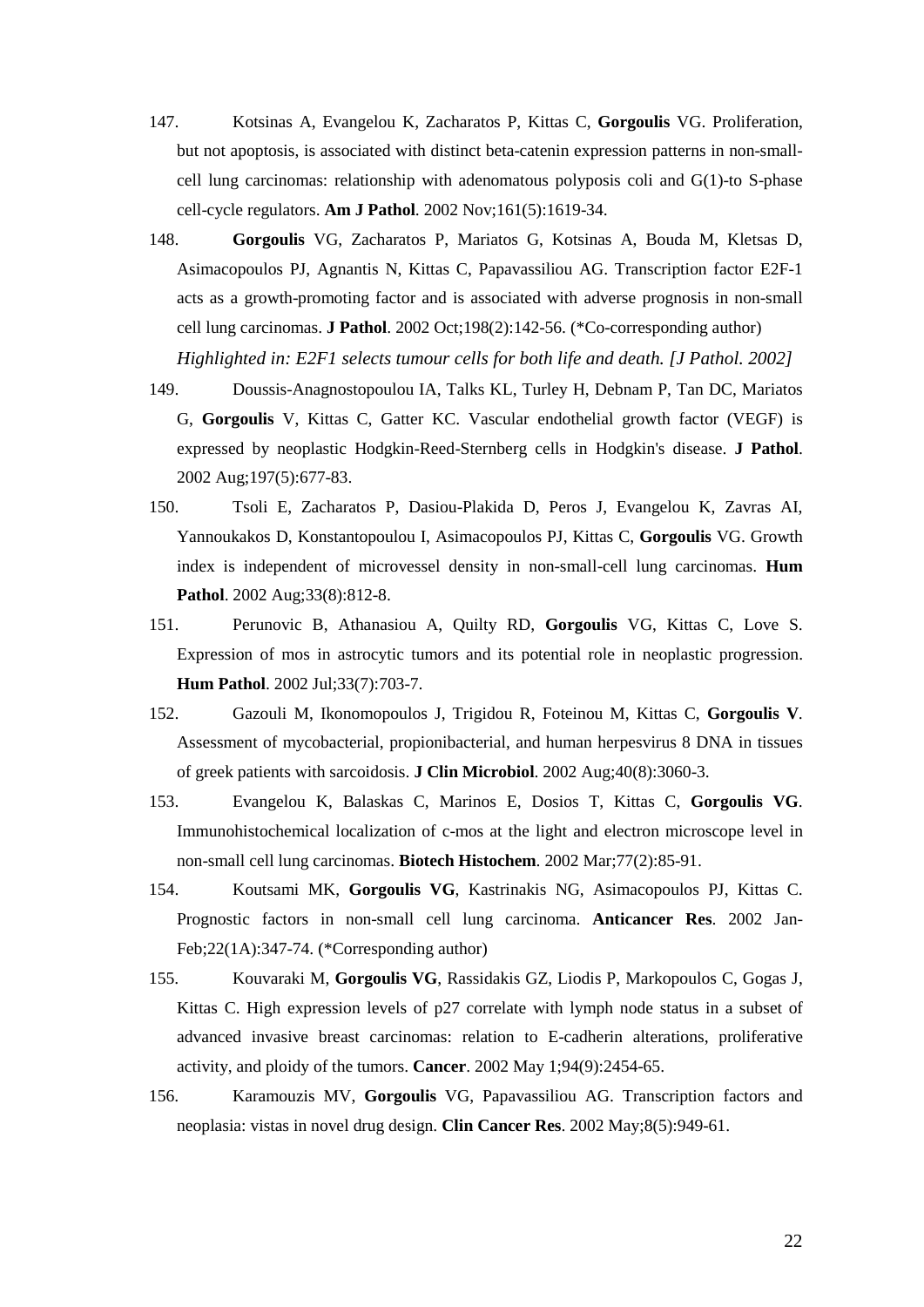147. Kotsinas A, Evangelou K, Zacharatos P, Kittas C, **Gorgoulis** VG. Proliferation, but not apoptosis, is associated with distinct beta-catenin expression patterns in non-small-cell lung carcinomas: relationship with adenomatous polyposis coli and G(1)-to S-phase cell-cycle regulators. **Am J Pathol**. 2002 Nov;161(5):1619-34.

148. **Gorgoulis** VG, Zacharatos P, Mariatos G, Kotsinas A, Bouda M, Kletsas D, Asimacopoulos PJ, Agnantis N, Kittas C, Papavassiliou AG. Transcription factor E2F-1 acts as a growth-promoting factor and is associated with adverse prognosis in non-small cell lung carcinomas. **J Pathol**. 2002 Oct;198(2):142-56. (*Co-corresponding author)
*Highlighted in: E2F1 selects tumour cells for both life and death. [J Pathol. 2002]*

149. Doussis-Anagnostopoulou IA, Talks KL, Turley H, Debnam P, Tan DC, Mariatos G, **Gorgoulis** V, Kittas C, Gatter KC. Vascular endothelial growth factor (VEGF) is expressed by neoplastic Hodgkin-Reed-Sternberg cells in Hodgkin's disease. **J Pathol**. 2002 Aug;197(5):677-83.

150. Tsoli E, Zacharatos P, Dasiou-Plakida D, Peros J, Evangelou K, Zavras AI, Yannoukakos D, Konstantopoulou I, Asimacopoulos PJ, Kittas C, **Gorgoulis** VG. Growth index is independent of microvessel density in non-small-cell lung carcinomas. **Hum Pathol**. 2002 Aug;33(8):812-8.

151. Perunovic B, Athanasiou A, Quilty RD, **Gorgoulis** VG, Kittas C, Love S. Expression of mos in astrocytic tumors and its potential role in neoplastic progression. **Hum Pathol**. 2002 Jul;33(7):703-7.

152. Gazouli M, Ikonomopoulos J, Trigidou R, Foteinou M, Kittas C, **Gorgoulis V**. Assessment of mycobacterial, propionibacterial, and human herpesvirus 8 DNA in tissues of greek patients with sarcoidosis. **J Clin Microbiol**. 2002 Aug;40(8):3060-3.

153. Evangelou K, Balaskas C, Marinos E, Dosios T, Kittas C, **Gorgoulis VG**. Immunohistochemical localization of c-mos at the light and electron microscope level in non-small cell lung carcinomas. **Biotech Histochem**. 2002 Mar;77(2):85-91.

154. Koutsami MK, **Gorgoulis VG**, Kastrinakis NG, Asimacopoulos PJ, Kittas C. Prognostic factors in non-small cell lung carcinoma. **Anticancer Res**. 2002 Jan-Feb;22(1A):347-74. (*Corresponding author)

155. Kouvaraki M, **Gorgoulis VG**, Rassidakis GZ, Liodis P, Markopoulos C, Gogas J, Kittas C. High expression levels of p27 correlate with lymph node status in a subset of advanced invasive breast carcinomas: relation to E-cadherin alterations, proliferative activity, and ploidy of the tumors. **Cancer**. 2002 May 1;94(9):2454-65.

156. Karamouzis MV, **Gorgoulis** VG, Papavassiliou AG. Transcription factors and neoplasia: vistas in novel drug design. **Clin Cancer Res**. 2002 May;8(5):949-61.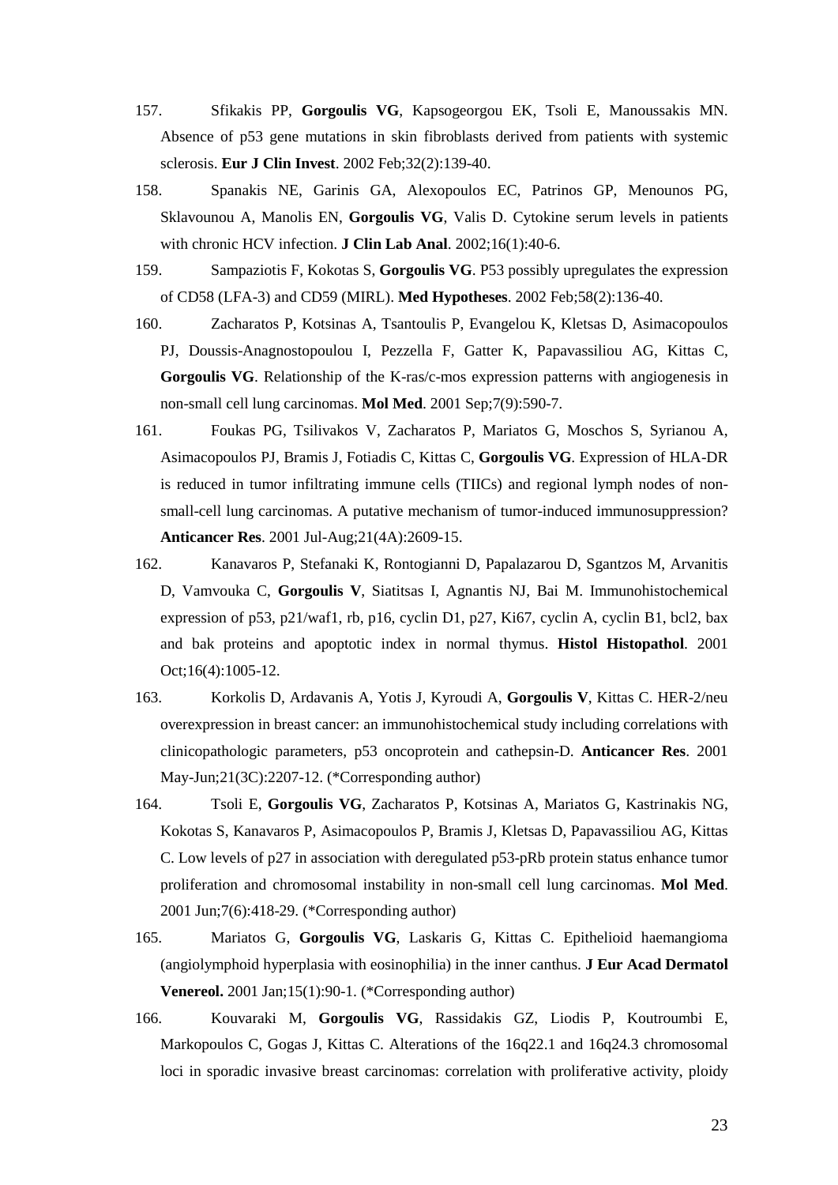157. Sfikakis PP, **Gorgoulis VG**, Kapsogeorgou EK, Tsoli E, Manoussakis MN. Absence of p53 gene mutations in skin fibroblasts derived from patients with systemic sclerosis. **Eur J Clin Invest**. 2002 Feb;32(2):139-40.

158. Spanakis NE, Garinis GA, Alexopoulos EC, Patrinos GP, Menounos PG, Sklavounou A, Manolis EN, **Gorgoulis VG**, Valis D. Cytokine serum levels in patients with chronic HCV infection. **J Clin Lab Anal**. 2002;16(1):40-6.

159. Sampaziotis F, Kokotas S, **Gorgoulis VG**. P53 possibly upregulates the expression of CD58 (LFA-3) and CD59 (MIRL). **Med Hypotheses**. 2002 Feb;58(2):136-40.

160. Zacharatos P, Kotsinas A, Tsantoulis P, Evangelou K, Kletsas D, Asimacopoulos PJ, Doussis-Anagnostopoulou I, Pezzella F, Gatter K, Papavassiliou AG, Kittas C, **Gorgoulis VG**. Relationship of the K-ras/c-mos expression patterns with angiogenesis in non-small cell lung carcinomas. **Mol Med**. 2001 Sep;7(9):590-7.

161. Foukas PG, Tsilivakos V, Zacharatos P, Mariatos G, Moschos S, Syrianou A, Asimacopoulos PJ, Bramis J, Fotiadis C, Kittas C, **Gorgoulis VG**. Expression of HLA-DR is reduced in tumor infiltrating immune cells (TIICs) and regional lymph nodes of non-small-cell lung carcinomas. A putative mechanism of tumor-induced immunosuppression? **Anticancer Res**. 2001 Jul-Aug;21(4A):2609-15.

162. Kanavaros P, Stefanaki K, Rontogianni D, Papalazarou D, Sgantzos M, Arvanitis D, Vamvouka C, **Gorgoulis V**, Siatitsas I, Agnantis NJ, Bai M. Immunohistochemical expression of p53, p21/waf1, rb, p16, cyclin D1, p27, Ki67, cyclin A, cyclin B1, bcl2, bax and bak proteins and apoptotic index in normal thymus. **Histol Histopathol**. 2001 Oct;16(4):1005-12.

163. Korkolis D, Ardavanis A, Yotis J, Kyroudi A, **Gorgoulis V**, Kittas C. HER-2/neu overexpression in breast cancer: an immunohistochemical study including correlations with clinicopathologic parameters, p53 oncoprotein and cathepsin-D. **Anticancer Res**. 2001 May-Jun;21(3C):2207-12. (*Corresponding author)

164. Tsoli E, **Gorgoulis VG**, Zacharatos P, Kotsinas A, Mariatos G, Kastrinakis NG, Kokotas S, Kanavaros P, Asimacopoulos P, Bramis J, Kletsas D, Papavassiliou AG, Kittas C. Low levels of p27 in association with deregulated p53-pRb protein status enhance tumor proliferation and chromosomal instability in non-small cell lung carcinomas. **Mol Med**. 2001 Jun;7(6):418-29. (*Corresponding author)

165. Mariatos G, **Gorgoulis VG**, Laskaris G, Kittas C. Epithelioid haemangioma (angiolymphoid hyperplasia with eosinophilia) in the inner canthus. **J Eur Acad Dermatol Venereol.** 2001 Jan;15(1):90-1. (*Corresponding author)

166. Kouvaraki M, **Gorgoulis VG**, Rassidakis GZ, Liodis P, Koutroumbi E, Markopoulos C, Gogas J, Kittas C. Alterations of the 16q22.1 and 16q24.3 chromosomal loci in sporadic invasive breast carcinomas: correlation with proliferative activity, ploidy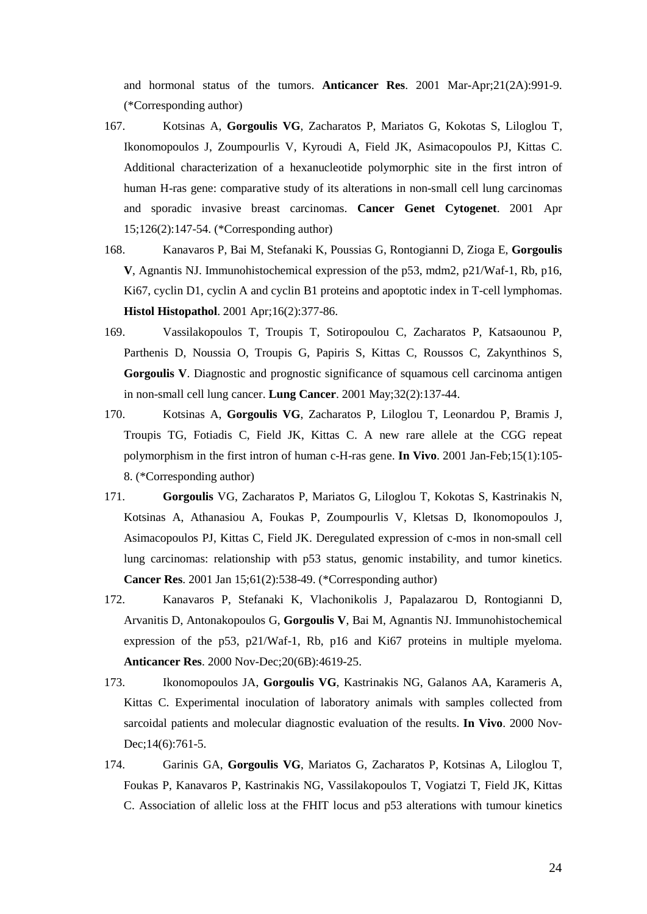and hormonal status of the tumors. **Anticancer Res**. 2001 Mar-Apr;21(2A):991-9. (*Corresponding author)

167. Kotsinas A, **Gorgoulis VG**, Zacharatos P, Mariatos G, Kokotas S, Liloglou T, Ikonomopoulos J, Zoumpourlis V, Kyroudi A, Field JK, Asimacopoulos PJ, Kittas C. Additional characterization of a hexanucleotide polymorphic site in the first intron of human H-ras gene: comparative study of its alterations in non-small cell lung carcinomas and sporadic invasive breast carcinomas. **Cancer Genet Cytogenet**. 2001 Apr 15;126(2):147-54. (*Corresponding author)

168. Kanavaros P, Bai M, Stefanaki K, Poussias G, Rontogianni D, Zioga E, **Gorgoulis V**, Agnantis NJ. Immunohistochemical expression of the p53, mdm2, p21/Waf-1, Rb, p16, Ki67, cyclin D1, cyclin A and cyclin B1 proteins and apoptotic index in T-cell lymphomas. **Histol Histopathol**. 2001 Apr;16(2):377-86.

169. Vassilakopoulos T, Troupis T, Sotiropoulou C, Zacharatos P, Katsaounou P, Parthenis D, Noussia O, Troupis G, Papiris S, Kittas C, Roussos C, Zakynthinos S, **Gorgoulis V**. Diagnostic and prognostic significance of squamous cell carcinoma antigen in non-small cell lung cancer. **Lung Cancer**. 2001 May;32(2):137-44.

170. Kotsinas A, **Gorgoulis VG**, Zacharatos P, Liloglou T, Leonardou P, Bramis J, Troupis TG, Fotiadis C, Field JK, Kittas C. A new rare allele at the CGG repeat polymorphism in the first intron of human c-H-ras gene. **In Vivo**. 2001 Jan-Feb;15(1):105-8. (*Corresponding author)

171. **Gorgoulis** VG, Zacharatos P, Mariatos G, Liloglou T, Kokotas S, Kastrinakis N, Kotsinas A, Athanasiou A, Foukas P, Zoumpourlis V, Kletsas D, Ikonomopoulos J, Asimacopoulos PJ, Kittas C, Field JK. Deregulated expression of c-mos in non-small cell lung carcinomas: relationship with p53 status, genomic instability, and tumor kinetics. **Cancer Res**. 2001 Jan 15;61(2):538-49. (*Corresponding author)

172. Kanavaros P, Stefanaki K, Vlachonikolis J, Papalazarou D, Rontogianni D, Arvanitis D, Antonakopoulos G, **Gorgoulis V**, Bai M, Agnantis NJ. Immunohistochemical expression of the p53, p21/Waf-1, Rb, p16 and Ki67 proteins in multiple myeloma. **Anticancer Res**. 2000 Nov-Dec;20(6B):4619-25.

173. Ikonomopoulos JA, **Gorgoulis VG**, Kastrinakis NG, Galanos AA, Karameris A, Kittas C. Experimental inoculation of laboratory animals with samples collected from sarcoidal patients and molecular diagnostic evaluation of the results. **In Vivo**. 2000 Nov-Dec;14(6):761-5.

174. Garinis GA, **Gorgoulis VG**, Mariatos G, Zacharatos P, Kotsinas A, Liloglou T, Foukas P, Kanavaros P, Kastrinakis NG, Vassilakopoulos T, Vogiatzi T, Field JK, Kittas C. Association of allelic loss at the FHIT locus and p53 alterations with tumour kinetics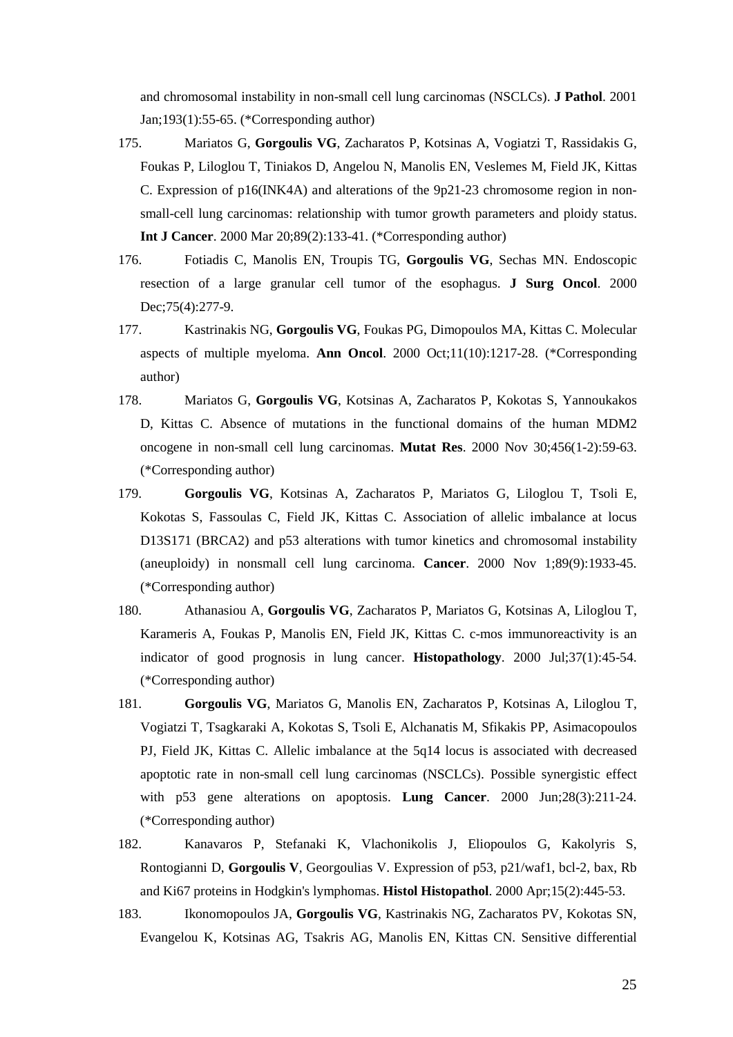and chromosomal instability in non-small cell lung carcinomas (NSCLCs). **J Pathol**. 2001 Jan;193(1):55-65. (*Corresponding author)

175. Mariatos G, **Gorgoulis VG**, Zacharatos P, Kotsinas A, Vogiatzi T, Rassidakis G, Foukas P, Liloglou T, Tiniakos D, Angelou N, Manolis EN, Veslemes M, Field JK, Kittas C. Expression of p16(INK4A) and alterations of the 9p21-23 chromosome region in non-small-cell lung carcinomas: relationship with tumor growth parameters and ploidy status. **Int J Cancer**. 2000 Mar 20;89(2):133-41. (*Corresponding author)

176. Fotiadis C, Manolis EN, Troupis TG, **Gorgoulis VG**, Sechas MN. Endoscopic resection of a large granular cell tumor of the esophagus. **J Surg Oncol**. 2000 Dec;75(4):277-9.

177. Kastrinakis NG, **Gorgoulis VG**, Foukas PG, Dimopoulos MA, Kittas C. Molecular aspects of multiple myeloma. **Ann Oncol**. 2000 Oct;11(10):1217-28. (*Corresponding author)

178. Mariatos G, **Gorgoulis VG**, Kotsinas A, Zacharatos P, Kokotas S, Yannoukakos D, Kittas C. Absence of mutations in the functional domains of the human MDM2 oncogene in non-small cell lung carcinomas. **Mutat Res**. 2000 Nov 30;456(1-2):59-63. (*Corresponding author)

179. **Gorgoulis VG**, Kotsinas A, Zacharatos P, Mariatos G, Liloglou T, Tsoli E, Kokotas S, Fassoulas C, Field JK, Kittas C. Association of allelic imbalance at locus D13S171 (BRCA2) and p53 alterations with tumor kinetics and chromosomal instability (aneuploidy) in nonsmall cell lung carcinoma. **Cancer**. 2000 Nov 1;89(9):1933-45. (*Corresponding author)

180. Athanasiou A, **Gorgoulis VG**, Zacharatos P, Mariatos G, Kotsinas A, Liloglou T, Karameris A, Foukas P, Manolis EN, Field JK, Kittas C. c-mos immunoreactivity is an indicator of good prognosis in lung cancer. **Histopathology**. 2000 Jul;37(1):45-54. (*Corresponding author)

181. **Gorgoulis VG**, Mariatos G, Manolis EN, Zacharatos P, Kotsinas A, Liloglou T, Vogiatzi T, Tsagkaraki A, Kokotas S, Tsoli E, Alchanatis M, Sfikakis PP, Asimacopoulos PJ, Field JK, Kittas C. Allelic imbalance at the 5q14 locus is associated with decreased apoptotic rate in non-small cell lung carcinomas (NSCLCs). Possible synergistic effect with p53 gene alterations on apoptosis. **Lung Cancer**. 2000 Jun;28(3):211-24. (*Corresponding author)

182. Kanavaros P, Stefanaki K, Vlachonikolis J, Eliopoulos G, Kakolyris S, Rontogianni D, **Gorgoulis V**, Georgoulias V. Expression of p53, p21/waf1, bcl-2, bax, Rb and Ki67 proteins in Hodgkin's lymphomas. **Histol Histopathol**. 2000 Apr;15(2):445-53.

183. Ikonomopoulos JA, **Gorgoulis VG**, Kastrinakis NG, Zacharatos PV, Kokotas SN, Evangelou K, Kotsinas AG, Tsakris AG, Manolis EN, Kittas CN. Sensitive differential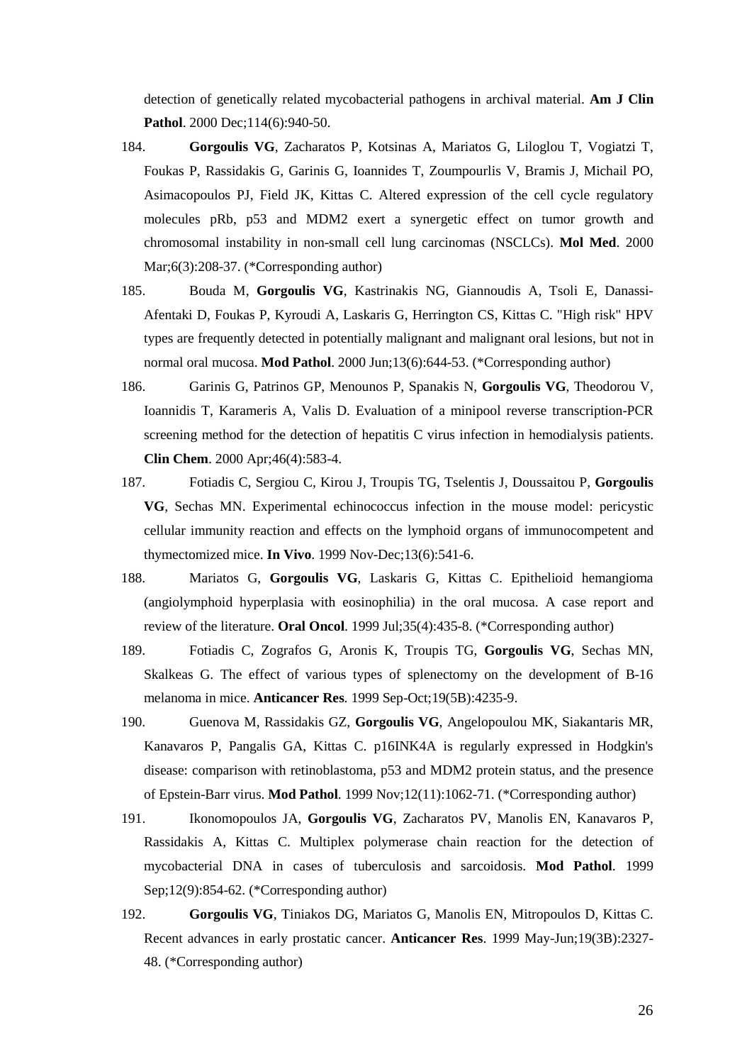detection of genetically related mycobacterial pathogens in archival material. **Am J Clin Pathol**. 2000 Dec;114(6):940-50.

184. **Gorgoulis VG**, Zacharatos P, Kotsinas A, Mariatos G, Liloglou T, Vogiatzi T, Foukas P, Rassidakis G, Garinis G, Ioannides T, Zoumpourlis V, Bramis J, Michail PO, Asimacopoulos PJ, Field JK, Kittas C. Altered expression of the cell cycle regulatory molecules pRb, p53 and MDM2 exert a synergetic effect on tumor growth and chromosomal instability in non-small cell lung carcinomas (NSCLCs). **Mol Med**. 2000 Mar;6(3):208-37. (*Corresponding author)

185. Bouda M, **Gorgoulis VG**, Kastrinakis NG, Giannoudis A, Tsoli E, Danassi-Afentaki D, Foukas P, Kyroudi A, Laskaris G, Herrington CS, Kittas C. "High risk" HPV types are frequently detected in potentially malignant and malignant oral lesions, but not in normal oral mucosa. **Mod Pathol**. 2000 Jun;13(6):644-53. (*Corresponding author)

186. Garinis G, Patrinos GP, Menounos P, Spanakis N, **Gorgoulis VG**, Theodorou V, Ioannidis T, Karameris A, Valis D. Evaluation of a minipool reverse transcription-PCR screening method for the detection of hepatitis C virus infection in hemodialysis patients. **Clin Chem**. 2000 Apr;46(4):583-4.

187. Fotiadis C, Sergiou C, Kirou J, Troupis TG, Tselentis J, Doussaitou P, **Gorgoulis VG**, Sechas MN. Experimental echinococcus infection in the mouse model: pericystic cellular immunity reaction and effects on the lymphoid organs of immunocompetent and thymectomized mice. **In Vivo**. 1999 Nov-Dec;13(6):541-6.

188. Mariatos G, **Gorgoulis VG**, Laskaris G, Kittas C. Epithelioid hemangioma (angiolymphoid hyperplasia with eosinophilia) in the oral mucosa. A case report and review of the literature. **Oral Oncol**. 1999 Jul;35(4):435-8. (*Corresponding author)

189. Fotiadis C, Zografos G, Aronis K, Troupis TG, **Gorgoulis VG**, Sechas MN, Skalkeas G. The effect of various types of splenectomy on the development of B-16 melanoma in mice. **Anticancer Res**. 1999 Sep-Oct;19(5B):4235-9.

190. Guenova M, Rassidakis GZ, **Gorgoulis VG**, Angelopoulou MK, Siakantaris MR, Kanavaros P, Pangalis GA, Kittas C. p16INK4A is regularly expressed in Hodgkin's disease: comparison with retinoblastoma, p53 and MDM2 protein status, and the presence of Epstein-Barr virus. **Mod Pathol**. 1999 Nov;12(11):1062-71. (*Corresponding author)

191. Ikonomopoulos JA, **Gorgoulis VG**, Zacharatos PV, Manolis EN, Kanavaros P, Rassidakis A, Kittas C. Multiplex polymerase chain reaction for the detection of mycobacterial DNA in cases of tuberculosis and sarcoidosis. **Mod Pathol**. 1999 Sep;12(9):854-62. (*Corresponding author)

192. **Gorgoulis VG**, Tiniakos DG, Mariatos G, Manolis EN, Mitropoulos D, Kittas C. Recent advances in early prostatic cancer. **Anticancer Res**. 1999 May-Jun;19(3B):2327-48. (*Corresponding author)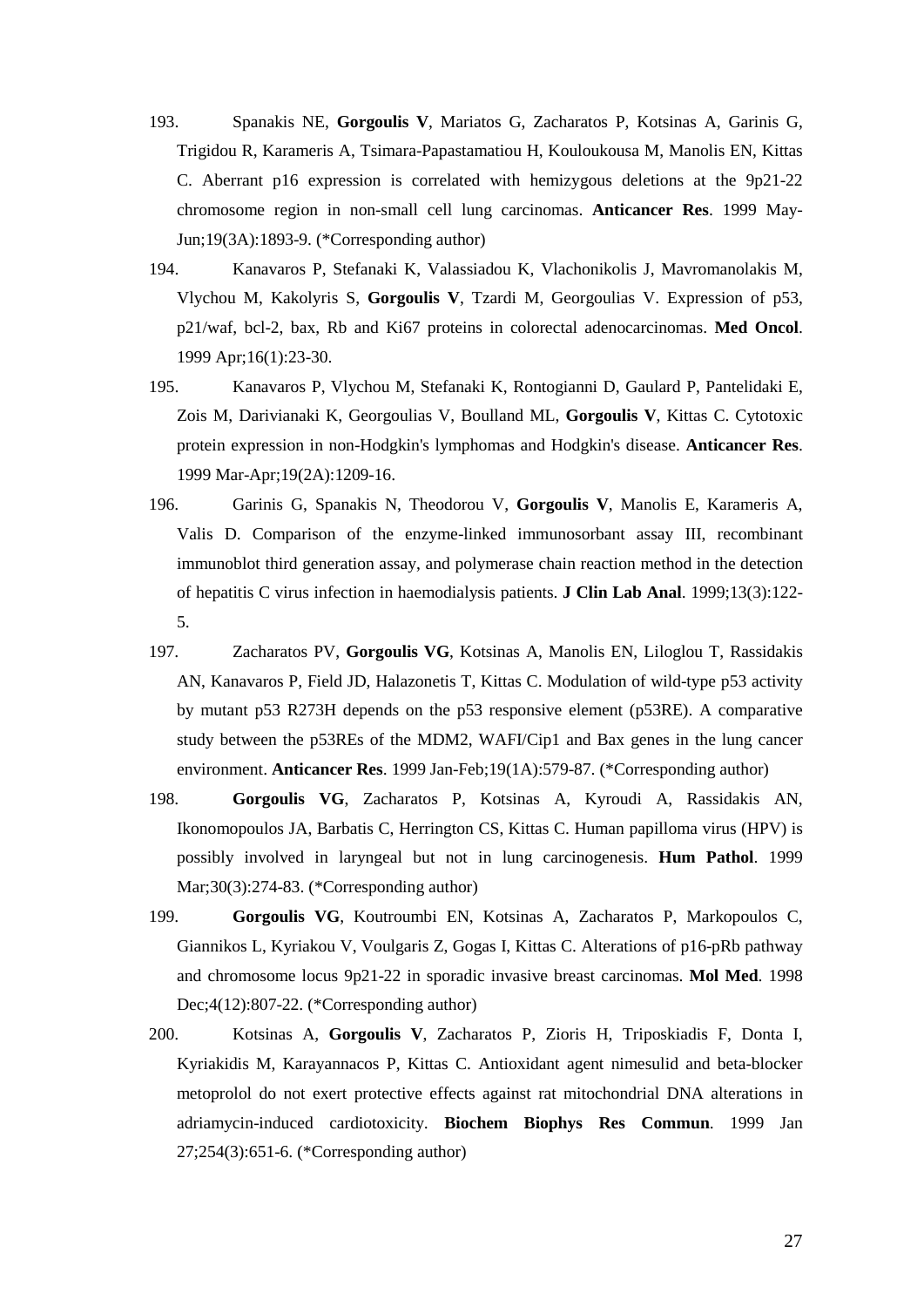193. Spanakis NE, **Gorgoulis V**, Mariatos G, Zacharatos P, Kotsinas A, Garinis G, Trigidou R, Karameris A, Tsimara-Papastamatiou H, Kouloukousa M, Manolis EN, Kittas C. Aberrant p16 expression is correlated with hemizygous deletions at the 9p21-22 chromosome region in non-small cell lung carcinomas. **Anticancer Res**. 1999 May-Jun;19(3A):1893-9. (*Corresponding author)

194. Kanavaros P, Stefanaki K, Valassiadou K, Vlachonikolis J, Mavromanolakis M, Vlychou M, Kakolyris S, **Gorgoulis V**, Tzardi M, Georgoulias V. Expression of p53, p21/waf, bcl-2, bax, Rb and Ki67 proteins in colorectal adenocarcinomas. **Med Oncol**. 1999 Apr;16(1):23-30.

195. Kanavaros P, Vlychou M, Stefanaki K, Rontogianni D, Gaulard P, Pantelidaki E, Zois M, Darivianaki K, Georgoulias V, Boulland ML, **Gorgoulis V**, Kittas C. Cytotoxic protein expression in non-Hodgkin's lymphomas and Hodgkin's disease. **Anticancer Res**. 1999 Mar-Apr;19(2A):1209-16.

196. Garinis G, Spanakis N, Theodorou V, **Gorgoulis V**, Manolis E, Karameris A, Valis D. Comparison of the enzyme-linked immunosorbant assay III, recombinant immunoblot third generation assay, and polymerase chain reaction method in the detection of hepatitis C virus infection in haemodialysis patients. **J Clin Lab Anal**. 1999;13(3):122-5.

197. Zacharatos PV, **Gorgoulis VG**, Kotsinas A, Manolis EN, Liloglou T, Rassidakis AN, Kanavaros P, Field JD, Halazonetis T, Kittas C. Modulation of wild-type p53 activity by mutant p53 R273H depends on the p53 responsive element (p53RE). A comparative study between the p53REs of the MDM2, WAFI/Cip1 and Bax genes in the lung cancer environment. **Anticancer Res**. 1999 Jan-Feb;19(1A):579-87. (*Corresponding author)

198. **Gorgoulis VG**, Zacharatos P, Kotsinas A, Kyroudi A, Rassidakis AN, Ikonomopoulos JA, Barbatis C, Herrington CS, Kittas C. Human papilloma virus (HPV) is possibly involved in laryngeal but not in lung carcinogenesis. **Hum Pathol**. 1999 Mar;30(3):274-83. (*Corresponding author)

199. **Gorgoulis VG**, Koutroumbi EN, Kotsinas A, Zacharatos P, Markopoulos C, Giannikos L, Kyriakou V, Voulgaris Z, Gogas I, Kittas C. Alterations of p16-pRb pathway and chromosome locus 9p21-22 in sporadic invasive breast carcinomas. **Mol Med**. 1998 Dec;4(12):807-22. (*Corresponding author)

200. Kotsinas A, **Gorgoulis V**, Zacharatos P, Zioris H, Triposkiadis F, Donta I, Kyriakidis M, Karayannacos P, Kittas C. Antioxidant agent nimesulid and beta-blocker metoprolol do not exert protective effects against rat mitochondrial DNA alterations in adriamycin-induced cardiotoxicity. **Biochem Biophys Res Commun**. 1999 Jan 27;254(3):651-6. (*Corresponding author)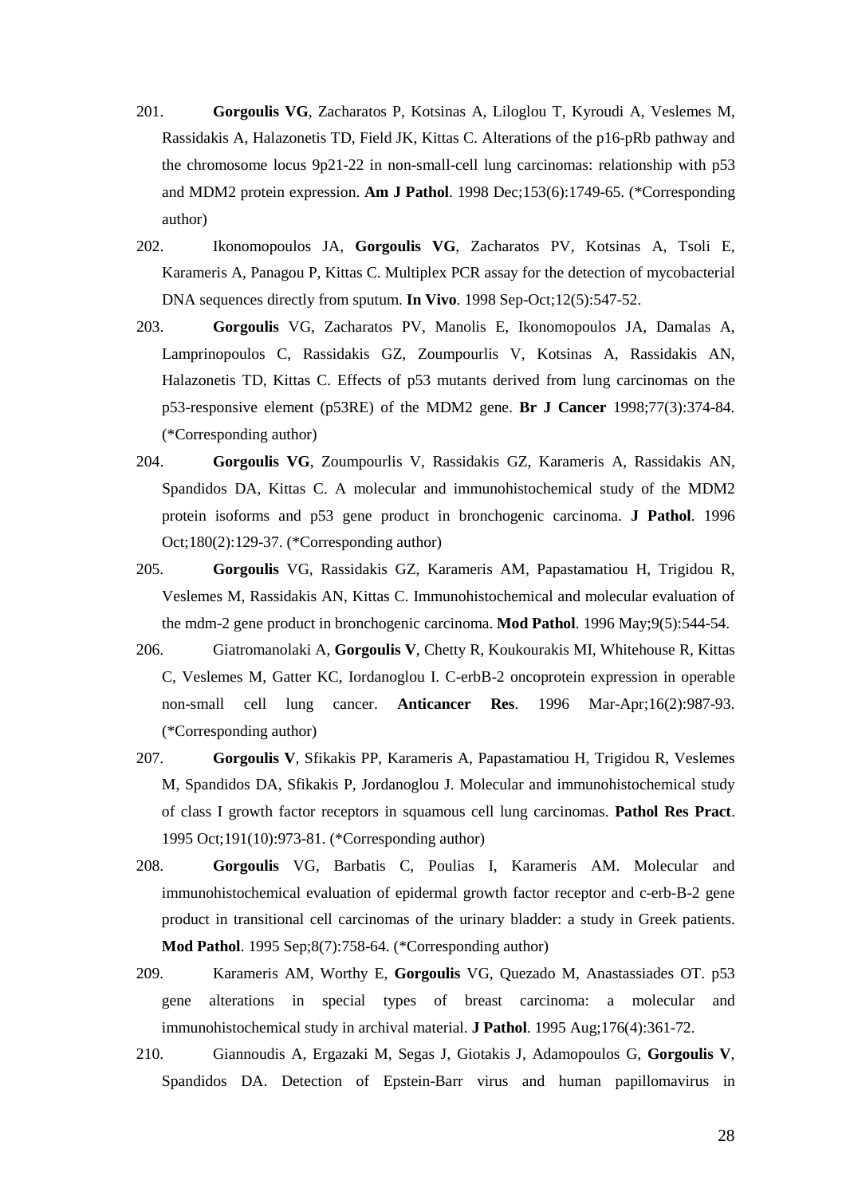201. **Gorgoulis VG**, Zacharatos P, Kotsinas A, Liloglou T, Kyroudi A, Veslemes M, Rassidakis A, Halazonetis TD, Field JK, Kittas C. Alterations of the p16-pRb pathway and the chromosome locus 9p21-22 in non-small-cell lung carcinomas: relationship with p53 and MDM2 protein expression. **Am J Pathol**. 1998 Dec;153(6):1749-65. (*Corresponding author)

202. Ikonomopoulos JA, **Gorgoulis VG**, Zacharatos PV, Kotsinas A, Tsoli E, Karameris A, Panagou P, Kittas C. Multiplex PCR assay for the detection of mycobacterial DNA sequences directly from sputum. **In Vivo**. 1998 Sep-Oct;12(5):547-52.

203. **Gorgoulis** VG, Zacharatos PV, Manolis E, Ikonomopoulos JA, Damalas A, Lamprinopoulos C, Rassidakis GZ, Zoumpourlis V, Kotsinas A, Rassidakis AN, Halazonetis TD, Kittas C. Effects of p53 mutants derived from lung carcinomas on the p53-responsive element (p53RE) of the MDM2 gene. **Br J Cancer** 1998;77(3):374-84. (*Corresponding author)

204. **Gorgoulis VG**, Zoumpourlis V, Rassidakis GZ, Karameris A, Rassidakis AN, Spandidos DA, Kittas C. A molecular and immunohistochemical study of the MDM2 protein isoforms and p53 gene product in bronchogenic carcinoma. **J Pathol**. 1996 Oct;180(2):129-37. (*Corresponding author)

205. **Gorgoulis** VG, Rassidakis GZ, Karameris AM, Papastamatiou H, Trigidou R, Veslemes M, Rassidakis AN, Kittas C. Immunohistochemical and molecular evaluation of the mdm-2 gene product in bronchogenic carcinoma. **Mod Pathol**. 1996 May;9(5):544-54.

206. Giatromanolaki A, **Gorgoulis V**, Chetty R, Koukourakis MI, Whitehouse R, Kittas C, Veslemes M, Gatter KC, Iordanoglou I. C-erbB-2 oncoprotein expression in operable non-small cell lung cancer. **Anticancer Res**. 1996 Mar-Apr;16(2):987-93. (*Corresponding author)

207. **Gorgoulis V**, Sfikakis PP, Karameris A, Papastamatiou H, Trigidou R, Veslemes M, Spandidos DA, Sfikakis P, Jordanoglou J. Molecular and immunohistochemical study of class I growth factor receptors in squamous cell lung carcinomas. **Pathol Res Pract**. 1995 Oct;191(10):973-81. (*Corresponding author)

208. **Gorgoulis** VG, Barbatis C, Poulias I, Karameris AM. Molecular and immunohistochemical evaluation of epidermal growth factor receptor and c-erb-B-2 gene product in transitional cell carcinomas of the urinary bladder: a study in Greek patients. **Mod Pathol**. 1995 Sep;8(7):758-64. (*Corresponding author)

209. Karameris AM, Worthy E, **Gorgoulis** VG, Quezado M, Anastassiades OT. p53 gene alterations in special types of breast carcinoma: a molecular and immunohistochemical study in archival material. **J Pathol**. 1995 Aug;176(4):361-72.

210. Giannoudis A, Ergazaki M, Segas J, Giotakis J, Adamopoulos G, **Gorgoulis V**, Spandidos DA. Detection of Epstein-Barr virus and human papillomavirus in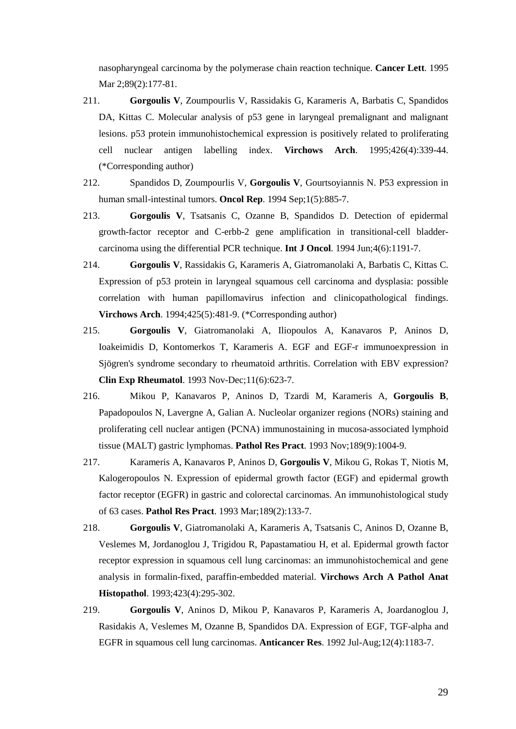nasopharyngeal carcinoma by the polymerase chain reaction technique. **Cancer Lett**. 1995 Mar 2;89(2):177-81.

211. **Gorgoulis V**, Zoumpourlis V, Rassidakis G, Karameris A, Barbatis C, Spandidos DA, Kittas C. Molecular analysis of p53 gene in laryngeal premalignant and malignant lesions. p53 protein immunohistochemical expression is positively related to proliferating cell nuclear antigen labelling index. **Virchows Arch**. 1995;426(4):339-44. (*Corresponding author)

212. Spandidos D, Zoumpourlis V, **Gorgoulis V**, Gourtsoyiannis N. P53 expression in human small-intestinal tumors. **Oncol Rep**. 1994 Sep;1(5):885-7.

213. **Gorgoulis V**, Tsatsanis C, Ozanne B, Spandidos D. Detection of epidermal growth-factor receptor and C-erbb-2 gene amplification in transitional-cell bladder-carcinoma using the differential PCR technique. **Int J Oncol**. 1994 Jun;4(6):1191-7.

214. **Gorgoulis V**, Rassidakis G, Karameris A, Giatromanolaki A, Barbatis C, Kittas C. Expression of p53 protein in laryngeal squamous cell carcinoma and dysplasia: possible correlation with human papillomavirus infection and clinicopathological findings. **Virchows Arch**. 1994;425(5):481-9. (*Corresponding author)

215. **Gorgoulis V**, Giatromanolaki A, Iliopoulos A, Kanavaros P, Aninos D, Ioakeimidis D, Kontomerkos T, Karameris A. EGF and EGF-r immunoexpression in Sjögren's syndrome secondary to rheumatoid arthritis. Correlation with EBV expression? **Clin Exp Rheumatol**. 1993 Nov-Dec;11(6):623-7.

216. Mikou P, Kanavaros P, Aninos D, Tzardi M, Karameris A, **Gorgoulis B**, Papadopoulos N, Lavergne A, Galian A. Nucleolar organizer regions (NORs) staining and proliferating cell nuclear antigen (PCNA) immunostaining in mucosa-associated lymphoid tissue (MALT) gastric lymphomas. **Pathol Res Pract**. 1993 Nov;189(9):1004-9.

217. Karameris A, Kanavaros P, Aninos D, **Gorgoulis V**, Mikou G, Rokas T, Niotis M, Kalogeropoulos N. Expression of epidermal growth factor (EGF) and epidermal growth factor receptor (EGFR) in gastric and colorectal carcinomas. An immunohistological study of 63 cases. **Pathol Res Pract**. 1993 Mar;189(2):133-7.

218. **Gorgoulis V**, Giatromanolaki A, Karameris A, Tsatsanis C, Aninos D, Ozanne B, Veslemes M, Jordanoglou J, Trigidou R, Papastamatiou H, et al. Epidermal growth factor receptor expression in squamous cell lung carcinomas: an immunohistochemical and gene analysis in formalin-fixed, paraffin-embedded material. **Virchows Arch A Pathol Anat Histopathol**. 1993;423(4):295-302.

219. **Gorgoulis V**, Aninos D, Mikou P, Kanavaros P, Karameris A, Joardanoglou J, Rasidakis A, Veslemes M, Ozanne B, Spandidos DA. Expression of EGF, TGF-alpha and EGFR in squamous cell lung carcinomas. **Anticancer Res**. 1992 Jul-Aug;12(4):1183-7.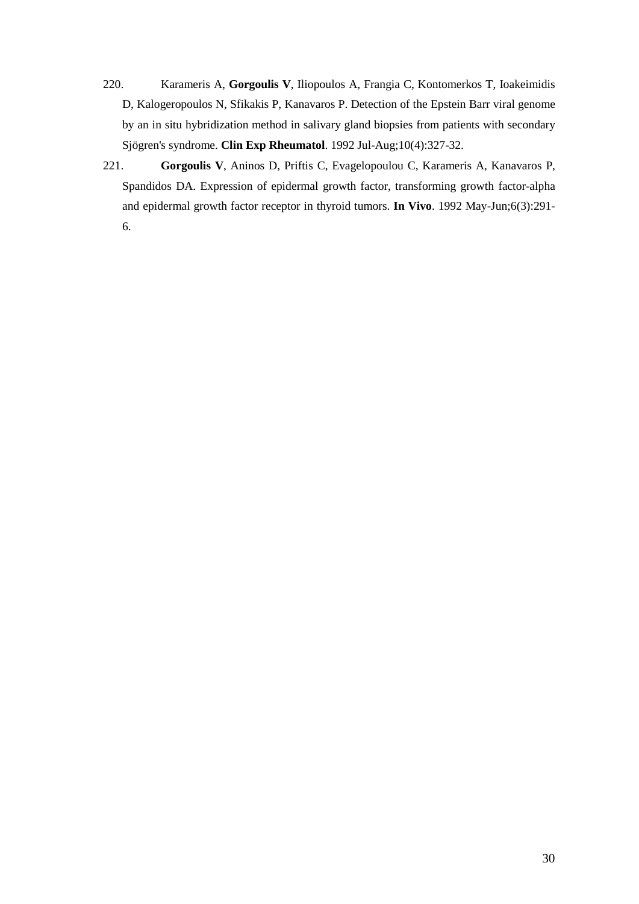220. Karameris A, **Gorgoulis V**, Iliopoulos A, Frangia C, Kontomerkos T, Ioakeimidis D, Kalogeropoulos N, Sfikakis P, Kanavaros P. Detection of the Epstein Barr viral genome by an in situ hybridization method in salivary gland biopsies from patients with secondary Sjögren's syndrome. **Clin Exp Rheumatol**. 1992 Jul-Aug;10(4):327-32.

221. **Gorgoulis V**, Aninos D, Priftis C, Evagelopoulou C, Karameris A, Kanavaros P, Spandidos DA. Expression of epidermal growth factor, transforming growth factor-alpha and epidermal growth factor receptor in thyroid tumors. **In Vivo**. 1992 May-Jun;6(3):291-6.